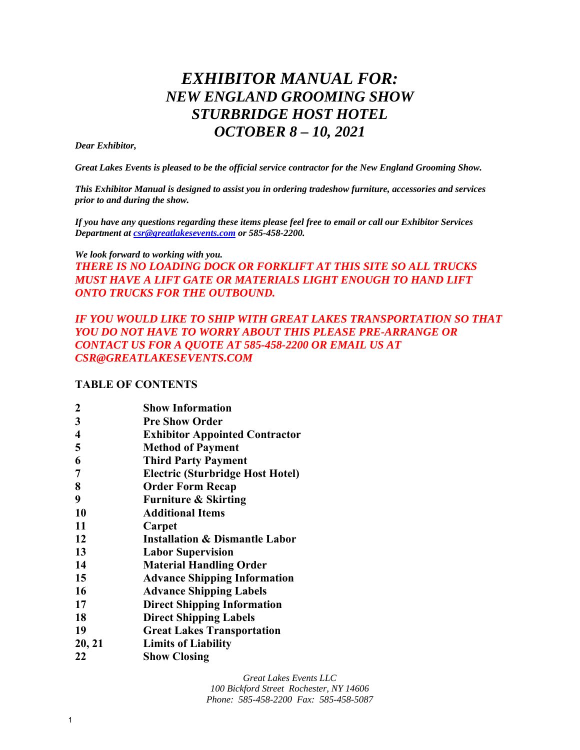# *EXHIBITOR MANUAL FOR:*
# *NEW ENGLAND GROOMING SHOW*
# *STURBRIDGE HOST HOTEL*
# *OCTOBER 8 – 10, 2021*

***Dear Exhibitor,***

***Great Lakes Events is pleased to be the official service contractor for the New England Grooming Show.***

***This Exhibitor Manual is designed to assist you in ordering tradeshow furniture, accessories and services prior to and during the show.***

***If you have any questions regarding these items please feel free to email or call our Exhibitor Services Department at csr@greatlakesevents.com or 585-458-2200.***

***We look forward to working with you.***

***THERE IS NO LOADING DOCK OR FORKLIFT AT THIS SITE SO ALL TRUCKS MUST HAVE A LIFT GATE OR MATERIALS LIGHT ENOUGH TO HAND LIFT ONTO TRUCKS FOR THE OUTBOUND.***

***IF YOU WOULD LIKE TO SHIP WITH GREAT LAKES TRANSPORTATION SO THAT YOU DO NOT HAVE TO WORRY ABOUT THIS PLEASE PRE-ARRANGE OR CONTACT US FOR A QUOTE AT 585-458-2200 OR EMAIL US AT CSR@GREATLAKESEVENTS.COM***

## TABLE OF CONTENTS

| | |
|---|---|
| **2** | **Show Information** |
| **3** | **Pre Show Order** |
| **4** | **Exhibitor Appointed Contractor** |
| **5** | **Method of Payment** |
| **6** | **Third Party Payment** |
| **7** | **Electric (Sturbridge Host Hotel)** |
| **8** | **Order Form Recap** |
| **9** | **Furniture & Skirting** |
| **10** | **Additional Items** |
| **11** | **Carpet** |
| **12** | **Installation & Dismantle Labor** |
| **13** | **Labor Supervision** |
| **14** | **Material Handling Order** |
| **15** | **Advance Shipping Information** |
| **16** | **Advance Shipping Labels** |
| **17** | **Direct Shipping Information** |
| **18** | **Direct Shipping Labels** |
| **19** | **Great Lakes Transportation** |
| **20, 21** | **Limits of Liability** |
| **22** | **Show Closing** |

*Great Lakes Events LLC*
*100 Bickford Street Rochester, NY 14606*
*Phone: 585-458-2200 Fax: 585-458-5087*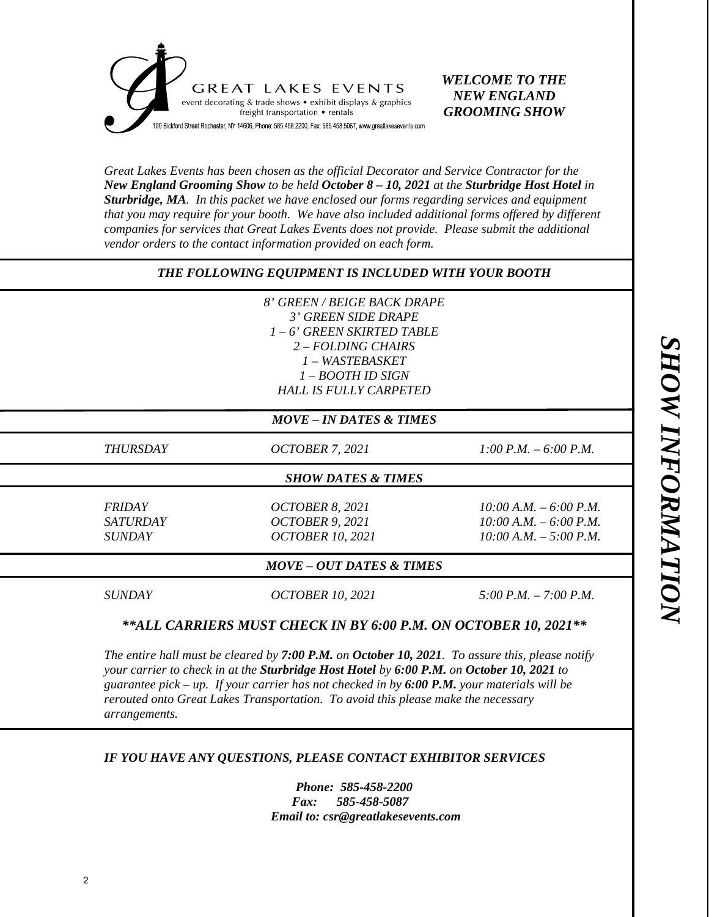GREAT LAKES EVENTS
event decorating & trade shows • exhibit displays & graphics
freight transportation • rentals
100 Bickford Street Rochester, NY 14606, Phone: 585.458.2200, Fax: 585.458.5067, www.greatlakesevents.com

***WELCOME TO THE NEW ENGLAND GROOMING SHOW***

# SHOW INFORMATION

*Great Lakes Events has been chosen as the official Decorator and Service Contractor for the* ***New England Grooming Show*** *to be held* ***October 8 – 10, 2021*** *at the* ***Sturbridge Host Hotel*** *in* ***Sturbridge, MA****. In this packet we have enclosed our forms regarding services and equipment that you may require for your booth. We have also included additional forms offered by different companies for services that Great Lakes Events does not provide. Please submit the additional vendor orders to the contact information provided on each form.*

## *THE FOLLOWING EQUIPMENT IS INCLUDED WITH YOUR BOOTH*

*8' GREEN / BEIGE BACK DRAPE*
*3' GREEN SIDE DRAPE*
*1 – 6' GREEN SKIRTED TABLE*
*2 – FOLDING CHAIRS*
*1 – WASTEBASKET*
*1 – BOOTH ID SIGN*
*HALL IS FULLY CARPETED*

## *MOVE – IN DATES & TIMES*

| | | |
|---|---|---|
| *THURSDAY* | *OCTOBER 7, 2021* | *1:00 P.M. – 6:00 P.M.* |

## *SHOW DATES & TIMES*

| | | |
|---|---|---|
| *FRIDAY* | *OCTOBER 8, 2021* | *10:00 A.M. – 6:00 P.M.* |
| *SATURDAY* | *OCTOBER 9, 2021* | *10:00 A.M. – 6:00 P.M.* |
| *SUNDAY* | *OCTOBER 10, 2021* | *10:00 A.M. – 5:00 P.M.* |

## *MOVE – OUT DATES & TIMES*

| | | |
|---|---|---|
| *SUNDAY* | *OCTOBER 10, 2021* | *5:00 P.M. – 7:00 P.M.* |

***\*\*ALL CARRIERS MUST CHECK IN BY 6:00 P.M. ON OCTOBER 10, 2021\*\****

*The entire hall must be cleared by* ***7:00 P.M.*** *on* ***October 10, 2021****. To assure this, please notify your carrier to check in at the* ***Sturbridge Host Hotel*** *by* ***6:00 P.M.*** *on* ***October 10, 2021*** *to guarantee pick – up. If your carrier has not checked in by* ***6:00 P.M.*** *your materials will be rerouted onto Great Lakes Transportation. To avoid this please make the necessary arrangements.*

***IF YOU HAVE ANY QUESTIONS, PLEASE CONTACT EXHIBITOR SERVICES***

***Phone: 585-458-2200***
***Fax: 585-458-5087***
***Email to: csr@greatlakesevents.com***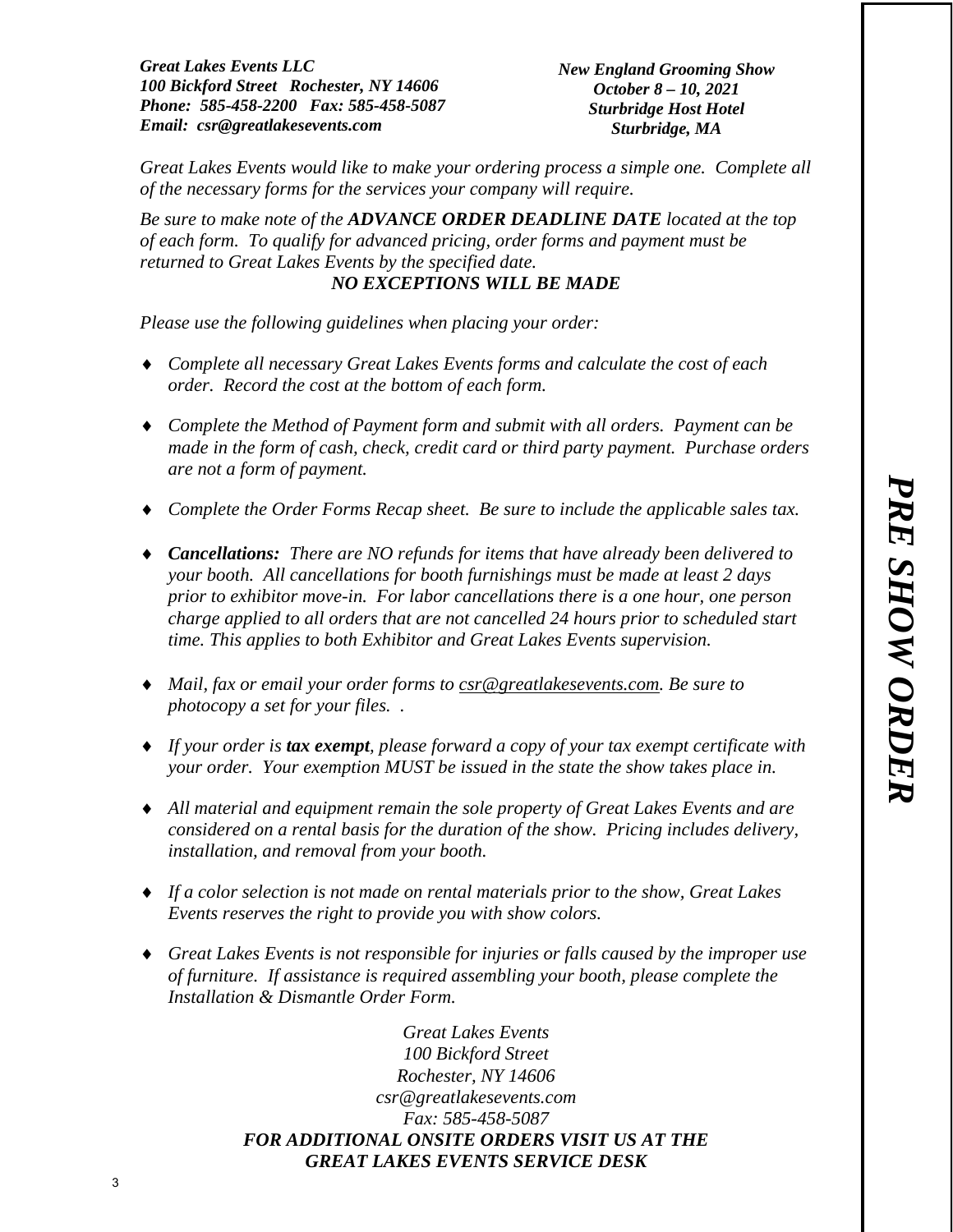***Great Lakes Events LLC***
***100 Bickford Street   Rochester, NY 14606***
***Phone:  585-458-2200   Fax: 585-458-5087***
***Email:  csr@greatlakesevents.com***

***New England Grooming Show***
***October 8 – 10, 2021***
***Sturbridge Host Hotel***
***Sturbridge, MA***

# *PRE SHOW ORDER*

*Great Lakes Events would like to make your ordering process a simple one.  Complete all of the necessary forms for the services your company will require.*

*Be sure to make note of the* ***ADVANCE ORDER DEADLINE DATE*** *located at the top of each form.  To qualify for advanced pricing, order forms and payment must be returned to Great Lakes Events by the specified date.*

***NO EXCEPTIONS WILL BE MADE***

*Please use the following guidelines when placing your order:*

- *Complete all necessary Great Lakes Events forms and calculate the cost of each order.  Record the cost at the bottom of each form.*
- *Complete the Method of Payment form and submit with all orders.  Payment can be made in the form of cash, check, credit card or third party payment.  Purchase orders are not a form of payment.*
- *Complete the Order Forms Recap sheet.  Be sure to include the applicable sales tax.*
- ***Cancellations:*** *There are NO refunds for items that have already been delivered to your booth.  All cancellations for booth furnishings must be made at least 2 days prior to exhibitor move-in.  For labor cancellations there is a one hour, one person charge applied to all orders that are not cancelled 24 hours prior to scheduled start time. This applies to both Exhibitor and Great Lakes Events supervision.*
- *Mail, fax or email your order forms to csr@greatlakesevents.com. Be sure to photocopy a set for your files.  .*
- *If your order is* ***tax exempt****, please forward a copy of your tax exempt certificate with your order.  Your exemption MUST be issued in the state the show takes place in.*
- *All material and equipment remain the sole property of Great Lakes Events and are considered on a rental basis for the duration of the show.  Pricing includes delivery, installation, and removal from your booth.*
- *If a color selection is not made on rental materials prior to the show, Great Lakes Events reserves the right to provide you with show colors.*
- *Great Lakes Events is not responsible for injuries or falls caused by the improper use of furniture.  If assistance is required assembling your booth, please complete the Installation & Dismantle Order Form.*

*Great Lakes Events*
*100 Bickford Street*
*Rochester, NY 14606*
*csr@greatlakesevents.com*
*Fax: 585-458-5087*

***FOR ADDITIONAL ONSITE ORDERS VISIT US AT THE GREAT LAKES EVENTS SERVICE DESK***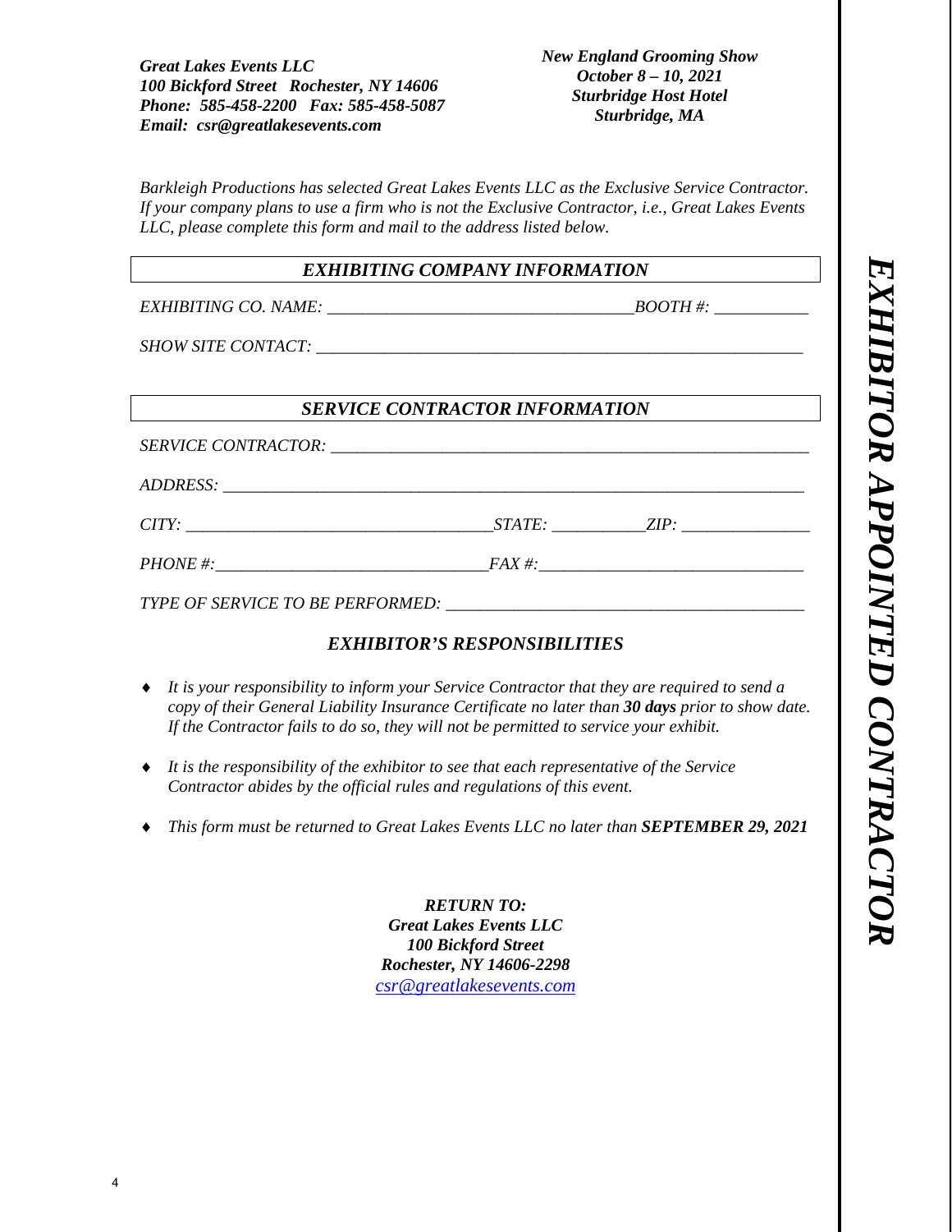***Great Lakes Events LLC***
***100 Bickford Street Rochester, NY 14606***
***Phone: 585-458-2200 Fax: 585-458-5087***
***Email: csr@greatlakesevents.com***

***New England Grooming Show***
***October 8 – 10, 2021***
***Sturbridge Host Hotel***
***Sturbridge, MA***

# *EXHIBITOR APPOINTED CONTRACTOR*

*Barkleigh Productions has selected Great Lakes Events LLC as the Exclusive Service Contractor. If your company plans to use a firm who is not the Exclusive Contractor, i.e., Great Lakes Events LLC, please complete this form and mail to the address listed below.*

## *EXHIBITING COMPANY INFORMATION*

*EXHIBITING CO. NAME:* ___________________________________ *BOOTH #:* ___________

*SHOW SITE CONTACT:* _________________________________________________________

## *SERVICE CONTRACTOR INFORMATION*

*SERVICE CONTRACTOR:* ________________________________________________________

*ADDRESS:* _________________________________________________________________

*CITY:* ___________________________________ *STATE:* ___________ *ZIP:* _______________

*PHONE #:* ______________________________ *FAX #:* ______________________________

*TYPE OF SERVICE TO BE PERFORMED:* ________________________________________

## *EXHIBITOR'S RESPONSIBILITIES*

- *It is your responsibility to inform your Service Contractor that they are required to send a copy of their General Liability Insurance Certificate no later than **30 days** prior to show date. If the Contractor fails to do so, they will not be permitted to service your exhibit.*
- *It is the responsibility of the exhibitor to see that each representative of the Service Contractor abides by the official rules and regulations of this event.*
- *This form must be returned to Great Lakes Events LLC no later than **SEPTEMBER 29, 2021***

***RETURN TO:***
***Great Lakes Events LLC***
***100 Bickford Street***
***Rochester, NY 14606-2298***
*csr@greatlakesevents.com*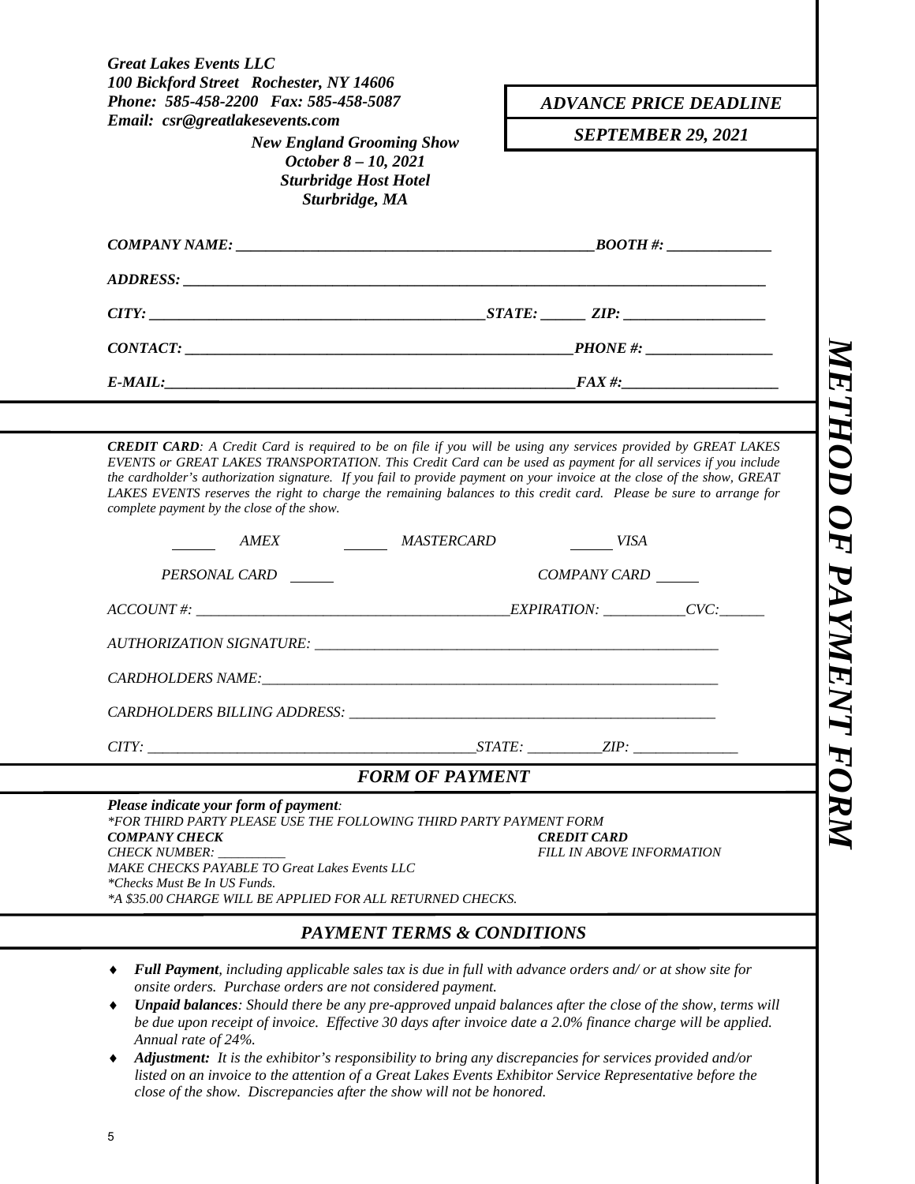***Great Lakes Events LLC***
***100 Bickford Street Rochester, NY 14606***
***Phone: 585-458-2200 Fax: 585-458-5087***
***Email: csr@greatlakesevents.com***

***ADVANCE PRICE DEADLINE***
***SEPTEMBER 29, 2021***

***New England Grooming Show***
***October 8 – 10, 2021***
***Sturbridge Host Hotel***
***Sturbridge, MA***

# *METHOD OF PAYMENT FORM*

***COMPANY NAME:*** ______________________________________________ ***BOOTH #:*** ______________

***ADDRESS:*** ________________________________________________________________________________

***CITY:*** ____________________________________________ ***STATE:*** ______ ***ZIP:*** ___________________

***CONTACT:*** ___________________________________________________ ***PHONE #:*** _________________

***E-MAIL:*** ______________________________________________________ ***FAX #:*** _____________________

***CREDIT CARD****: A Credit Card is required to be on file if you will be using any services provided by GREAT LAKES EVENTS or GREAT LAKES TRANSPORTATION. This Credit Card can be used as payment for all services if you include the cardholder's authorization signature. If you fail to provide payment on your invoice at the close of the show, GREAT LAKES EVENTS reserves the right to charge the remaining balances to this credit card. Please be sure to arrange for complete payment by the close of the show.*

_____ *AMEX* _____ *MASTERCARD* _____ *VISA*

*PERSONAL CARD* _____ *COMPANY CARD* _____

*ACCOUNT #:* __________________________________________ *EXPIRATION:* ___________ *CVC:* ______

*AUTHORIZATION SIGNATURE:* ______________________________________________________

*CARDHOLDERS NAME:* ____________________________________________________________

*CARDHOLDERS BILLING ADDRESS:* __________________________________________________

*CITY:* ____________________________________________ *STATE:* __________ *ZIP:* ______________

## *FORM OF PAYMENT*

***Please indicate your form of payment:***
*\*FOR THIRD PARTY PLEASE USE THE FOLLOWING THIRD PARTY PAYMENT FORM*

***COMPANY CHECK***
*CHECK NUMBER:* __________
*MAKE CHECKS PAYABLE TO Great Lakes Events LLC*
*\*Checks Must Be In US Funds.*
*\*A $35.00 CHARGE WILL BE APPLIED FOR ALL RETURNED CHECKS.*

***CREDIT CARD***
*FILL IN ABOVE INFORMATION*

## *PAYMENT TERMS & CONDITIONS*

- ***Full Payment****, including applicable sales tax is due in full with advance orders and/ or at show site for onsite orders. Purchase orders are not considered payment.*
- ***Unpaid balances****: Should there be any pre-approved unpaid balances after the close of the show, terms will be due upon receipt of invoice. Effective 30 days after invoice date a 2.0% finance charge will be applied. Annual rate of 24%.*
- ***Adjustment:*** *It is the exhibitor's responsibility to bring any discrepancies for services provided and/or listed on an invoice to the attention of a Great Lakes Events Exhibitor Service Representative before the close of the show. Discrepancies after the show will not be honored.*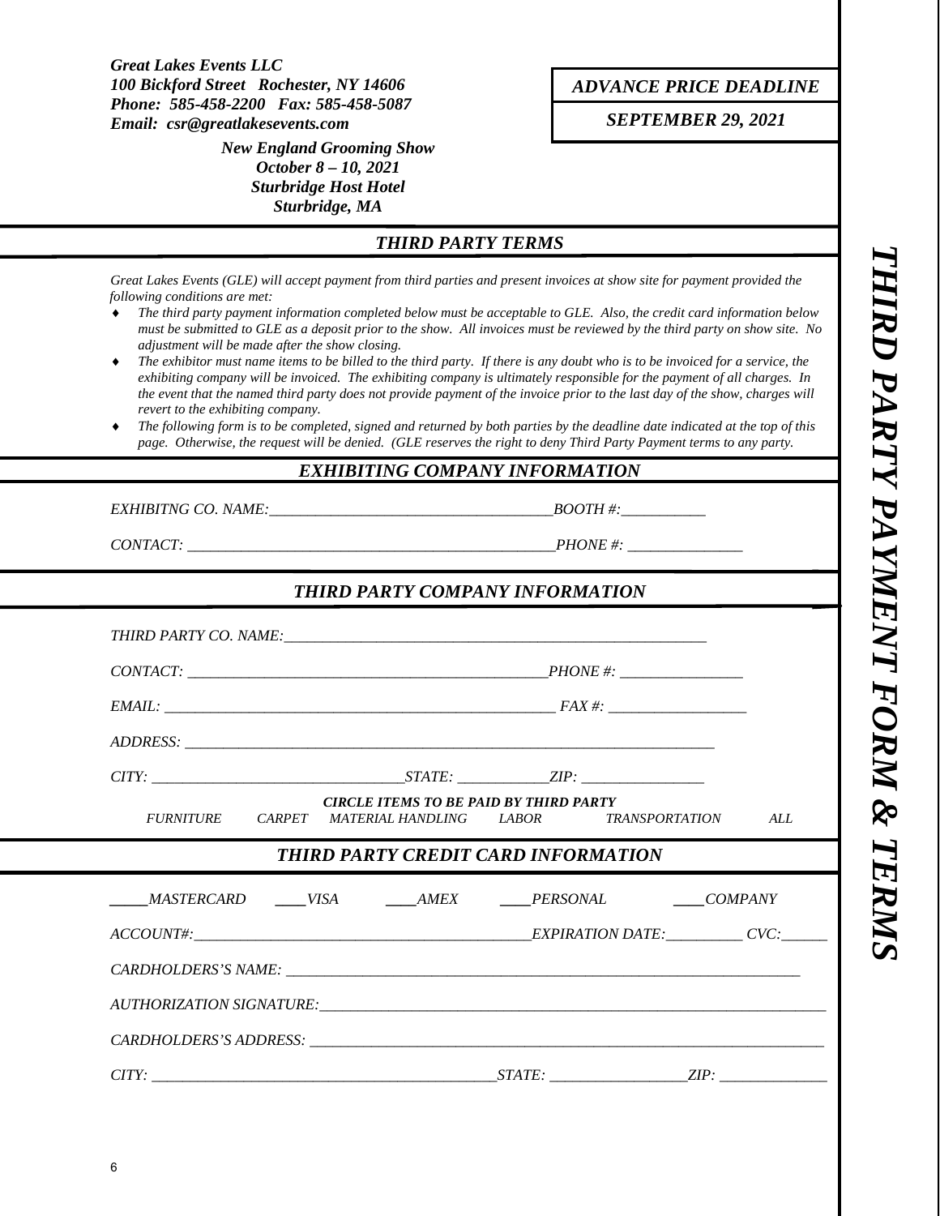***Great Lakes Events LLC***
***100 Bickford Street   Rochester, NY 14606***
***Phone:  585-458-2200   Fax: 585-458-5087***
***Email:  csr@greatlakesevents.com***

***ADVANCE PRICE DEADLINE***

***SEPTEMBER 29, 2021***

***New England Grooming Show***
***October 8 – 10, 2021***
***Sturbridge Host Hotel***
***Sturbridge, MA***

# *THIRD PARTY PAYMENT FORM & TERMS*

## *THIRD PARTY TERMS*

*Great Lakes Events (GLE) will accept payment from third parties and present invoices at show site for payment provided the following conditions are met:*

- *The third party payment information completed below must be acceptable to GLE.  Also, the credit card information below must be submitted to GLE as a deposit prior to the show.  All invoices must be reviewed by the third party on show site.  No adjustment will be made after the show closing.*
- *The exhibitor must name items to be billed to the third party.  If there is any doubt who is to be invoiced for a service, the exhibiting company will be invoiced.  The exhibiting company is ultimately responsible for the payment of all charges.  In the event that the named third party does not provide payment of the invoice prior to the last day of the show, charges will revert to the exhibiting company.*
- *The following form is to be completed, signed and returned by both parties by the deadline date indicated at the top of this page.  Otherwise, the request will be denied.  (GLE reserves the right to deny Third Party Payment terms to any party.*

## *EXHIBITING COMPANY INFORMATION*

*EXHIBITNG CO. NAME:*_____________________________________*BOOTH #:*___________

*CONTACT:* ________________________________________________*PHONE #:* _______________

## *THIRD PARTY COMPANY INFORMATION*

*THIRD PARTY CO. NAME:*_______________________________________________________

*CONTACT:* _______________________________________________*PHONE #:* ________________

*EMAIL:* ____________________________________________________ *FAX #:* __________________

*ADDRESS:* _______________________________________________________________________

*CITY:* _________________________________*STATE:* ____________*ZIP:* ________________

***CIRCLE ITEMS TO BE PAID BY THIRD PARTY***

*FURNITURE     CARPET     MATERIAL HANDLING     LABOR     TRANSPORTATION     ALL*

## *THIRD PARTY CREDIT CARD INFORMATION*

_____*MASTERCARD*   ____*VISA*   ____*AMEX*   ____*PERSONAL*   ____*COMPANY*

*ACCOUNT#:*____________________________________________*EXPIRATION DATE:*__________ *CVC:*______

*CARDHOLDERS'S NAME:* ____________________________________________________________________

*AUTHORIZATION SIGNATURE:*_________________________________________________________________

*CARDHOLDERS'S ADDRESS:* _________________________________________________________________

*CITY:* _______________________________________________*STATE:* __________________*ZIP:* ______________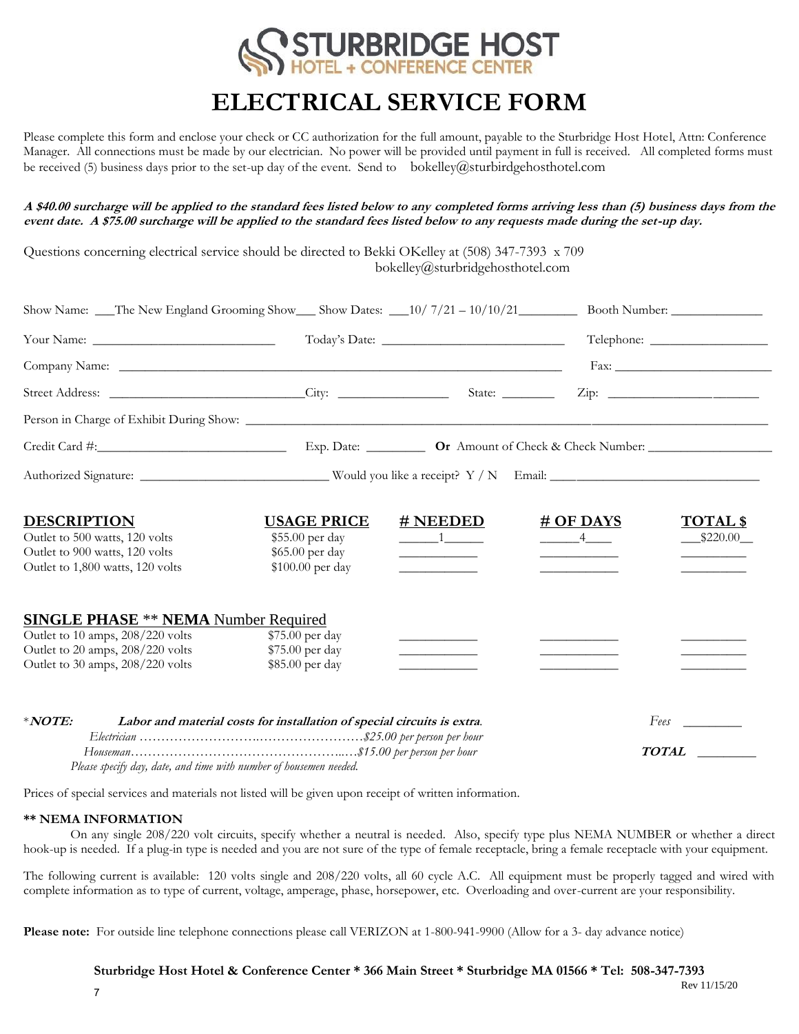# STURBRIDGE HOST
HOTEL + CONFERENCE CENTER

# ELECTRICAL SERVICE FORM

Please complete this form and enclose your check or CC authorization for the full amount, payable to the Sturbridge Host Hotel, Attn: Conference Manager. All connections must be made by our electrician. No power will be provided until payment in full is received. All completed forms must be received (5) business days prior to the set-up day of the event. Send to bokelley@sturbirdgehosthotel.com

***A $40.00 surcharge will be applied to the standard fees listed below to any completed forms arriving less than (5) business days from the event date. A $75.00 surcharge will be applied to the standard fees listed below to any requests made during the set-up day.***

Questions concerning electrical service should be directed to Bekki OKelley at (508) 347-7393 x 709
bokelley@sturbridgehosthotel.com

Show Name: ___The New England Grooming Show___ Show Dates: ___10/ 7/21 – 10/10/21_________ Booth Number: ______________

Your Name: ____________________________ Today's Date: ____________________________ Telephone: __________________

Company Name: ______________________________________________________________________ Fax: ________________________

Street Address: ______________________________City: _________________ State: ________ Zip: ________________________

Person in Charge of Exhibit During Show: ________________________________________________________________________

Credit Card #:_____________________________ Exp. Date: _________ **Or** Amount of Check & Check Number: ___________________

Authorized Signature: ____________________________ Would you like a receipt? Y / N Email: _______________________________

| DESCRIPTION | USAGE PRICE | # NEEDED | # OF DAYS | TOTAL $ |
|---|---|---|---|---|
| Outlet to 500 watts, 120 volts | $55.00 per day | 1 | 4 | $220.00 |
| Outlet to 900 watts, 120 volts | $65.00 per day | | | |
| Outlet to 1,800 watts, 120 volts | $100.00 per day | | | |

| SINGLE PHASE ** NEMA Number Required | | | | |
|---|---|---|---|---|
| Outlet to 10 amps, 208/220 volts | $75.00 per day | | | |
| Outlet to 20 amps, 208/220 volts | $75.00 per day | | | |
| Outlet to 30 amps, 208/220 volts | $85.00 per day | | | |

**NOTE:* Labor and material costs for installation of special circuits is extra.***

*Electrician ……………………………………………………$25.00 per person per hour*
*Houseman………………………………………………….$15.00 per person per hour*
*Please specify day, date, and time with number of housemen needed.*

*Fees* ________

***TOTAL*** ________

Prices of special services and materials not listed will be given upon receipt of written information.

**** NEMA INFORMATION**

On any single 208/220 volt circuits, specify whether a neutral is needed. Also, specify type plus NEMA NUMBER or whether a direct hook-up is needed. If a plug-in type is needed and you are not sure of the type of female receptacle, bring a female receptacle with your equipment.

The following current is available: 120 volts single and 208/220 volts, all 60 cycle A.C. All equipment must be properly tagged and wired with complete information as to type of current, voltage, amperage, phase, horsepower, etc. Overloading and over-current are your responsibility.

**Please note:** For outside line telephone connections please call VERIZON at 1-800-941-9900 (Allow for a 3- day advance notice)

**Sturbridge Host Hotel & Conference Center * 366 Main Street * Sturbridge MA 01566 * Tel: 508-347-7393**

Rev 11/15/20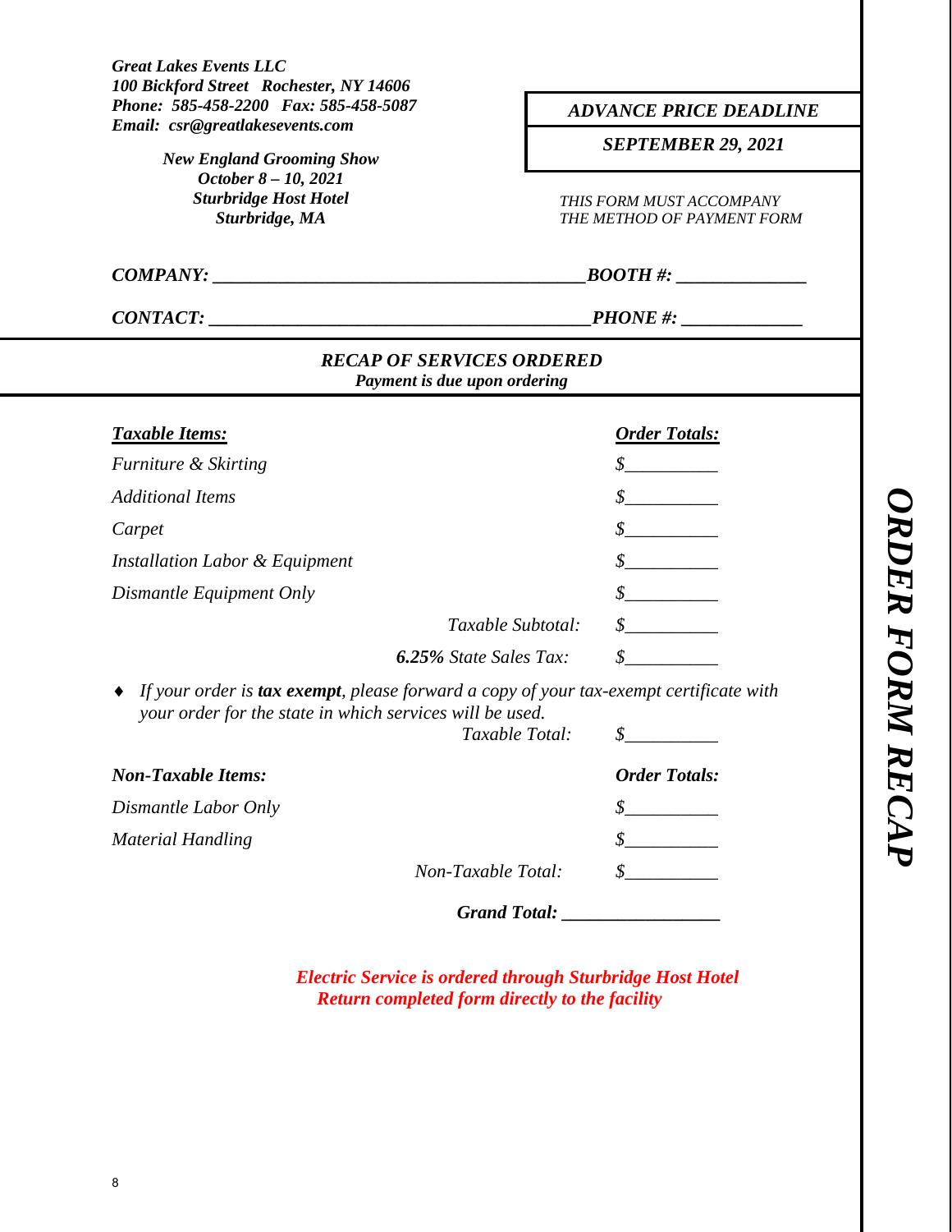***Great Lakes Events LLC***
***100 Bickford Street   Rochester, NY 14606***
***Phone:  585-458-2200   Fax: 585-458-5087***
***Email:  csr@greatlakesevents.com***

***New England Grooming Show***
***October 8 – 10, 2021***
***Sturbridge Host Hotel***
***Sturbridge, MA***

***ADVANCE PRICE DEADLINE***

***SEPTEMBER 29, 2021***

*THIS FORM MUST ACCOMPANY THE METHOD OF PAYMENT FORM*

***COMPANY:*** ________________________________________ ***BOOTH #:*** ______________

***CONTACT:*** ________________________________________ ***PHONE #:*** _____________

## *RECAP OF SERVICES ORDERED*

***Payment is due upon ordering***

| ***Taxable Items:*** | ***Order Totals:*** |
|---|---|
| *Furniture & Skirting* | *$*__________ |
| *Additional Items* | *$*__________ |
| *Carpet* | *$*__________ |
| *Installation Labor & Equipment* | *$*__________ |
| *Dismantle Equipment Only* | *$*__________ |
| *Taxable Subtotal:* | *$*__________ |
| ***6.25%*** *State Sales Tax:* | *$*__________ |

- *If your order is* ***tax exempt****, please forward a copy of your tax-exempt certificate with your order for the state in which services will be used.*

| | |
|---|---|
| *Taxable Total:* | *$*__________ |

| ***Non-Taxable Items:*** | ***Order Totals:*** |
|---|---|
| *Dismantle Labor Only* | *$*__________ |
| *Material Handling* | *$*__________ |
| *Non-Taxable Total:* | *$*__________ |

***Grand Total:*** _________________

***Electric Service is ordered through Sturbridge Host Hotel***
***Return completed form directly to the facility***

***ORDER FORM RECAP***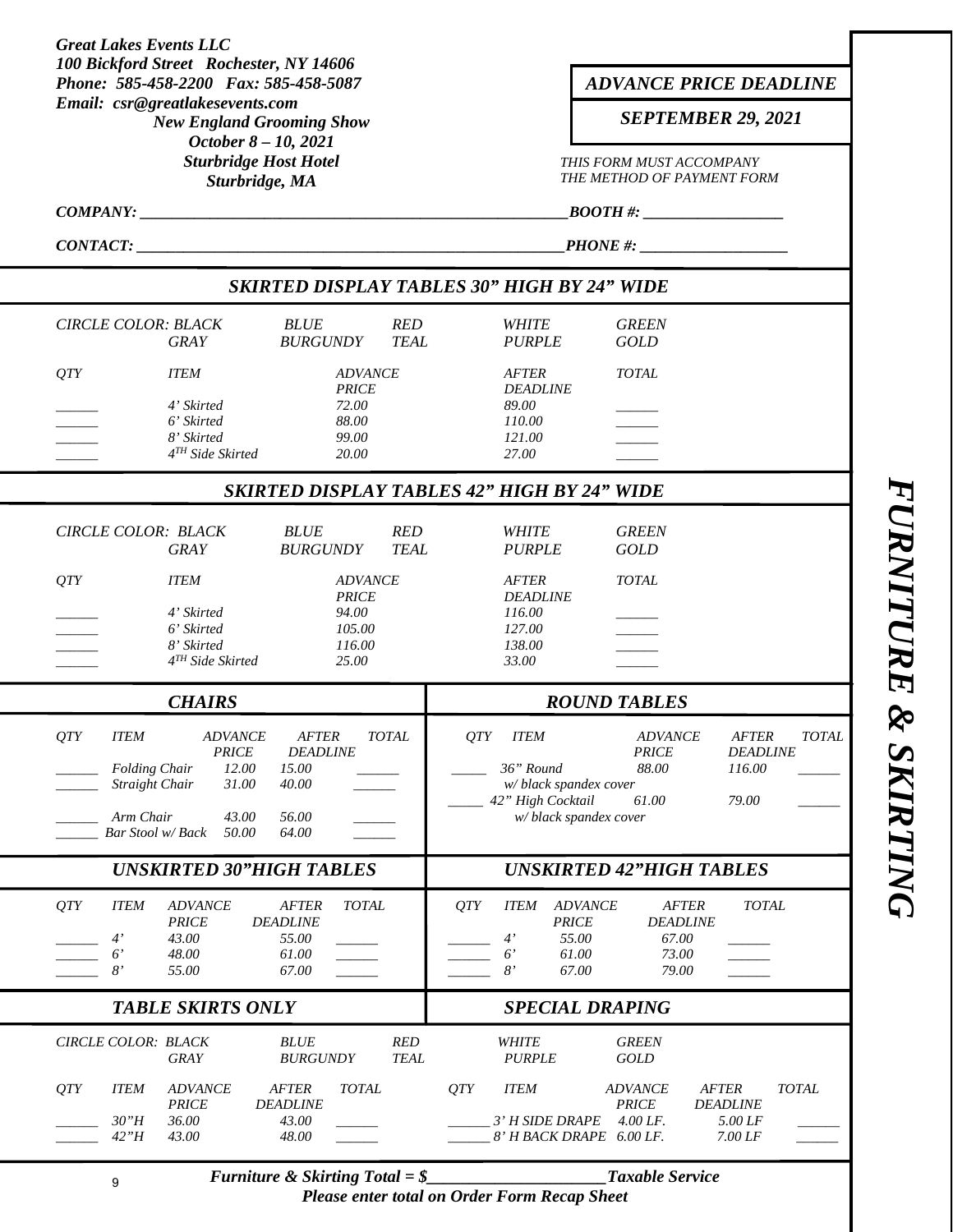*Great Lakes Events LLC*
*100 Bickford Street Rochester, NY 14606*
*Phone: 585-458-2200 Fax: 585-458-5087*
*Email: csr@greatlakesevents.com*

**New England Grooming Show**
**October 8 – 10, 2021**
**Sturbridge Host Hotel**
**Sturbridge, MA**

**ADVANCE PRICE DEADLINE**

**SEPTEMBER 29, 2021**

*THIS FORM MUST ACCOMPANY THE METHOD OF PAYMENT FORM*

**COMPANY:** ______________________________________________ **BOOTH #:** ________________

**CONTACT:** ______________________________________________ **PHONE #:** ________________

# FURNITURE & SKIRTING

## SKIRTED DISPLAY TABLES 30" HIGH BY 24" WIDE

CIRCLE COLOR: BLACK   BLUE   RED   WHITE   GREEN
GRAY   BURGUNDY   TEAL   PURPLE   GOLD

| QTY | ITEM | ADVANCE PRICE | AFTER DEADLINE | TOTAL |
|---|---|---|---|---|
| ______ | 4' Skirted | 72.00 | 89.00 | ______ |
| ______ | 6' Skirted | 88.00 | 110.00 | ______ |
| ______ | 8' Skirted | 99.00 | 121.00 | ______ |
| ______ | 4TH Side Skirted | 20.00 | 27.00 | ______ |

## SKIRTED DISPLAY TABLES 42" HIGH BY 24" WIDE

CIRCLE COLOR: BLACK   BLUE   RED   WHITE   GREEN
GRAY   BURGUNDY   TEAL   PURPLE   GOLD

| QTY | ITEM | ADVANCE PRICE | AFTER DEADLINE | TOTAL |
|---|---|---|---|---|
| ______ | 4' Skirted | 94.00 | 116.00 | ______ |
| ______ | 6' Skirted | 105.00 | 127.00 | ______ |
| ______ | 8' Skirted | 116.00 | 138.00 | ______ |
| ______ | 4TH Side Skirted | 25.00 | 33.00 | ______ |

## CHAIRS

| QTY | ITEM | ADVANCE PRICE | AFTER DEADLINE | TOTAL |
|---|---|---|---|---|
| ______ | Folding Chair | 12.00 | 15.00 | ______ |
| ______ | Straight Chair | 31.00 | 40.00 | ______ |
| ______ | Arm Chair | 43.00 | 56.00 | ______ |
| ______ | Bar Stool w/ Back | 50.00 | 64.00 | ______ |

## ROUND TABLES

| QTY | ITEM | ADVANCE PRICE | AFTER DEADLINE | TOTAL |
|---|---|---|---|---|
| _____ | 36" Round w/ black spandex cover | 88.00 | 116.00 | ______ |
| _____ | 42" High Cocktail w/ black spandex cover | 61.00 | 79.00 | ______ |

## UNSKIRTED 30"HIGH TABLES

| QTY | ITEM | ADVANCE PRICE | AFTER DEADLINE | TOTAL |
|---|---|---|---|---|
| ______ | 4' | 43.00 | 55.00 | ______ |
| ______ | 6' | 48.00 | 61.00 | ______ |
| ______ | 8' | 55.00 | 67.00 | ______ |

## UNSKIRTED 42"HIGH TABLES

| QTY | ITEM | ADVANCE PRICE | AFTER DEADLINE | TOTAL |
|---|---|---|---|---|
| ______ | 4' | 55.00 | 67.00 | ______ |
| ______ | 6' | 61.00 | 73.00 | ______ |
| ______ | 8' | 67.00 | 79.00 | ______ |

## TABLE SKIRTS ONLY

CIRCLE COLOR: BLACK   BLUE   RED   WHITE   GREEN
GRAY   BURGUNDY   TEAL   PURPLE   GOLD

| QTY | ITEM | ADVANCE PRICE | AFTER DEADLINE | TOTAL |
|---|---|---|---|---|
| ______ | 30"H | 36.00 | 43.00 | ______ |
| ______ | 42"H | 43.00 | 48.00 | ______ |

## SPECIAL DRAPING

| QTY | ITEM | ADVANCE PRICE | AFTER DEADLINE | TOTAL |
|---|---|---|---|---|
| ______ | 3' H SIDE DRAPE | 4.00 LF. | 5.00 LF | ______ |
| ______ | 8' H BACK DRAPE | 6.00 LF. | 7.00 LF | ______ |

**Furniture & Skirting Total = $____________________ Taxable Service**

**Please enter total on Order Form Recap Sheet**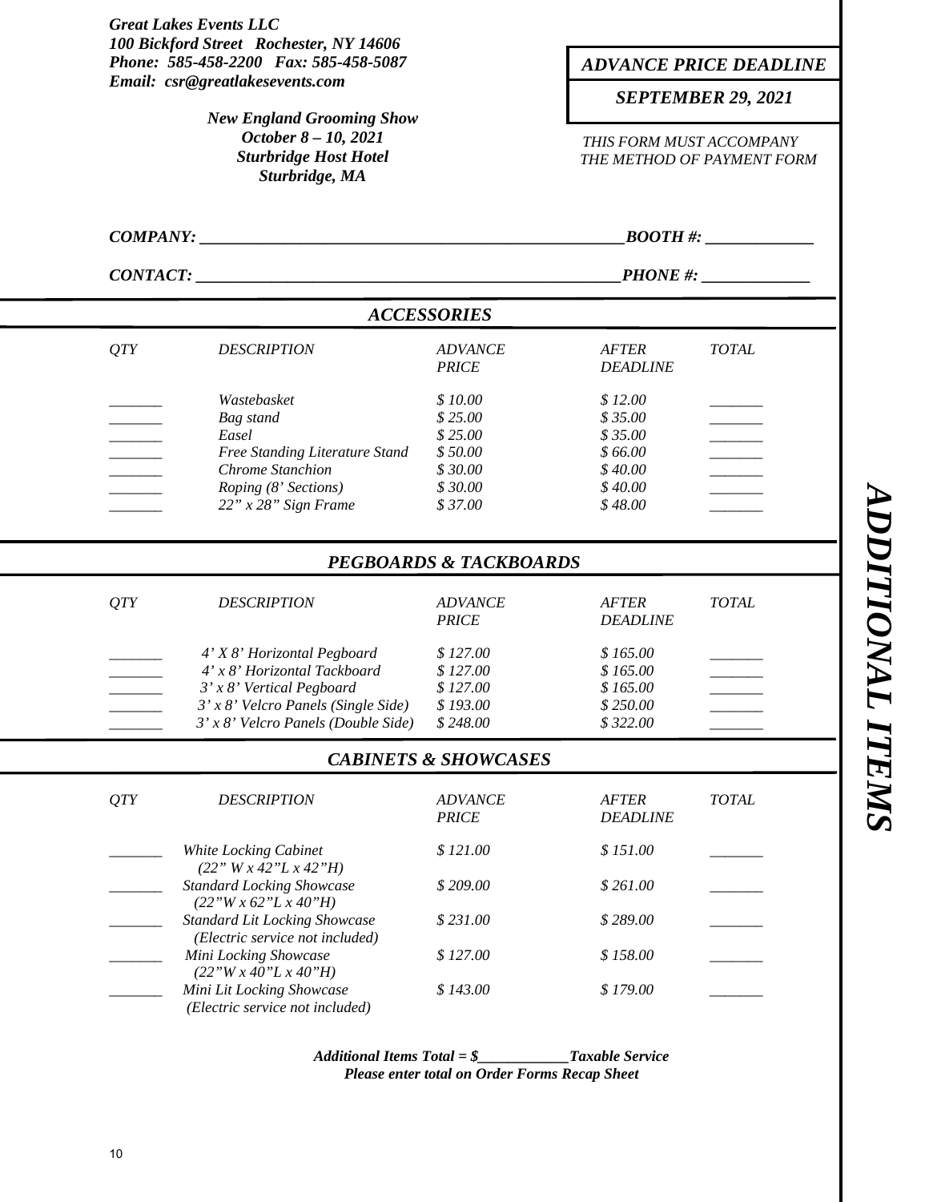*Great Lakes Events LLC*
*100 Bickford Street Rochester, NY 14606*
*Phone: 585-458-2200 Fax: 585-458-5087*
*Email: csr@greatlakesevents.com*

*New England Grooming Show*
*October 8 – 10, 2021*
*Sturbridge Host Hotel*
*Sturbridge, MA*

***ADVANCE PRICE DEADLINE***

***SEPTEMBER 29, 2021***

*THIS FORM MUST ACCOMPANY THE METHOD OF PAYMENT FORM*

# ADDITIONAL ITEMS

*COMPANY: ____________________________________________________BOOTH #: _____________*

*CONTACT: ____________________________________________________PHONE #: _____________*

## ACCESSORIES

| QTY | DESCRIPTION | ADVANCE PRICE | AFTER DEADLINE | TOTAL |
|---|---|---|---|---|
| _______ | Wastebasket | $ 10.00 | $ 12.00 | _______ |
| _______ | Bag stand | $ 25.00 | $ 35.00 | _______ |
| _______ | Easel | $ 25.00 | $ 35.00 | _______ |
| _______ | Free Standing Literature Stand | $ 50.00 | $ 66.00 | _______ |
| _______ | Chrome Stanchion | $ 30.00 | $ 40.00 | _______ |
| _______ | Roping (8' Sections) | $ 30.00 | $ 40.00 | _______ |
| _______ | 22" x 28" Sign Frame | $ 37.00 | $ 48.00 | _______ |

## PEGBOARDS & TACKBOARDS

| QTY | DESCRIPTION | ADVANCE PRICE | AFTER DEADLINE | TOTAL |
|---|---|---|---|---|
| _______ | 4' X 8' Horizontal Pegboard | $ 127.00 | $ 165.00 | _______ |
| _______ | 4' x 8' Horizontal Tackboard | $ 127.00 | $ 165.00 | _______ |
| _______ | 3' x 8' Vertical Pegboard | $ 127.00 | $ 165.00 | _______ |
| _______ | 3' x 8' Velcro Panels (Single Side) | $ 193.00 | $ 250.00 | _______ |
| _______ | 3' x 8' Velcro Panels (Double Side) | $ 248.00 | $ 322.00 | _______ |

## CABINETS & SHOWCASES

| QTY | DESCRIPTION | ADVANCE PRICE | AFTER DEADLINE | TOTAL |
|---|---|---|---|---|
| _______ | White Locking Cabinet (22" W x 42"L x 42"H) | $ 121.00 | $ 151.00 | _______ |
| _______ | Standard Locking Showcase (22"W x 62"L x 40"H) | $ 209.00 | $ 261.00 | _______ |
| _______ | Standard Lit Locking Showcase (Electric service not included) | $ 231.00 | $ 289.00 | _______ |
| _______ | Mini Locking Showcase (22"W x 40"L x 40"H) | $ 127.00 | $ 158.00 | _______ |
| _______ | Mini Lit Locking Showcase (Electric service not included) | $ 143.00 | $ 179.00 | _______ |

***Additional Items Total = $____________Taxable Service***
***Please enter total on Order Forms Recap Sheet***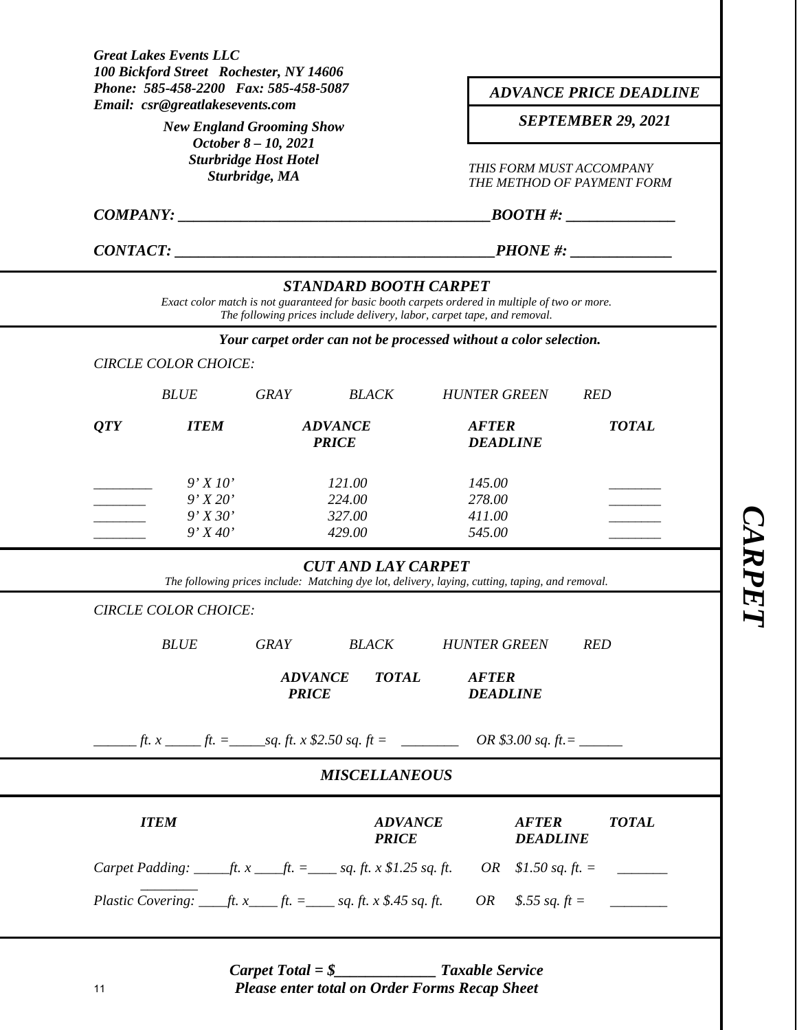*Great Lakes Events LLC*
*100 Bickford Street Rochester, NY 14606*
*Phone: 585-458-2200 Fax: 585-458-5087*
*Email: csr@greatlakesevents.com*

*New England Grooming Show*
*October 8 – 10, 2021*
*Sturbridge Host Hotel*
*Sturbridge, MA*

| *ADVANCE PRICE DEADLINE* |
|---|
| *SEPTEMBER 29, 2021* |

*THIS FORM MUST ACCOMPANY THE METHOD OF PAYMENT FORM*

*COMPANY: ________________________________________BOOTH #: ______________*

*CONTACT: ________________________________________PHONE #: _____________*

## *STANDARD BOOTH CARPET*

*Exact color match is not guaranteed for basic booth carpets ordered in multiple of two or more.*
*The following prices include delivery, labor, carpet tape, and removal.*

***Your carpet order can not be processed without a color selection.***

*CIRCLE COLOR CHOICE:*

*BLUE GRAY BLACK HUNTER GREEN RED*

| *QTY* | *ITEM* | *ADVANCE PRICE* | *AFTER DEADLINE* | *TOTAL* |
|---|---|---|---|---|
| ________ | 9' X 10' | 121.00 | 145.00 | _______ |
| _______ | 9' X 20' | 224.00 | 278.00 | _______ |
| _______ | 9' X 30' | 327.00 | 411.00 | _______ |
| _______ | 9' X 40' | 429.00 | 545.00 | _______ |

## *CUT AND LAY CARPET*

*The following prices include: Matching dye lot, delivery, laying, cutting, taping, and removal.*

*CIRCLE COLOR CHOICE:*

*BLUE GRAY BLACK HUNTER GREEN RED*

| | *ADVANCE PRICE* | *TOTAL* | *AFTER DEADLINE* |
|---|---|---|---|
| ______ ft. x _____ ft. =_____sq. ft. | x $2.50 sq. ft = | ________ | OR $3.00 sq. ft.= ______ |

## *MISCELLANEOUS*

| *ITEM* | *ADVANCE PRICE* | *AFTER DEADLINE* | *TOTAL* |
|---|---|---|---|
| Carpet Padding: _____ft. x ____ft. =____ sq. ft. | x $1.25 sq. ft. | OR $1.50 sq. ft. = | _______ ________ |
| Plastic Covering: ____ft. x____ ft. =____ sq. ft. | x $.45 sq. ft. | OR $.55 sq. ft = | ________ |

***Carpet Total = $_____________ Taxable Service***
***Please enter total on Order Forms Recap Sheet***

***CARPET***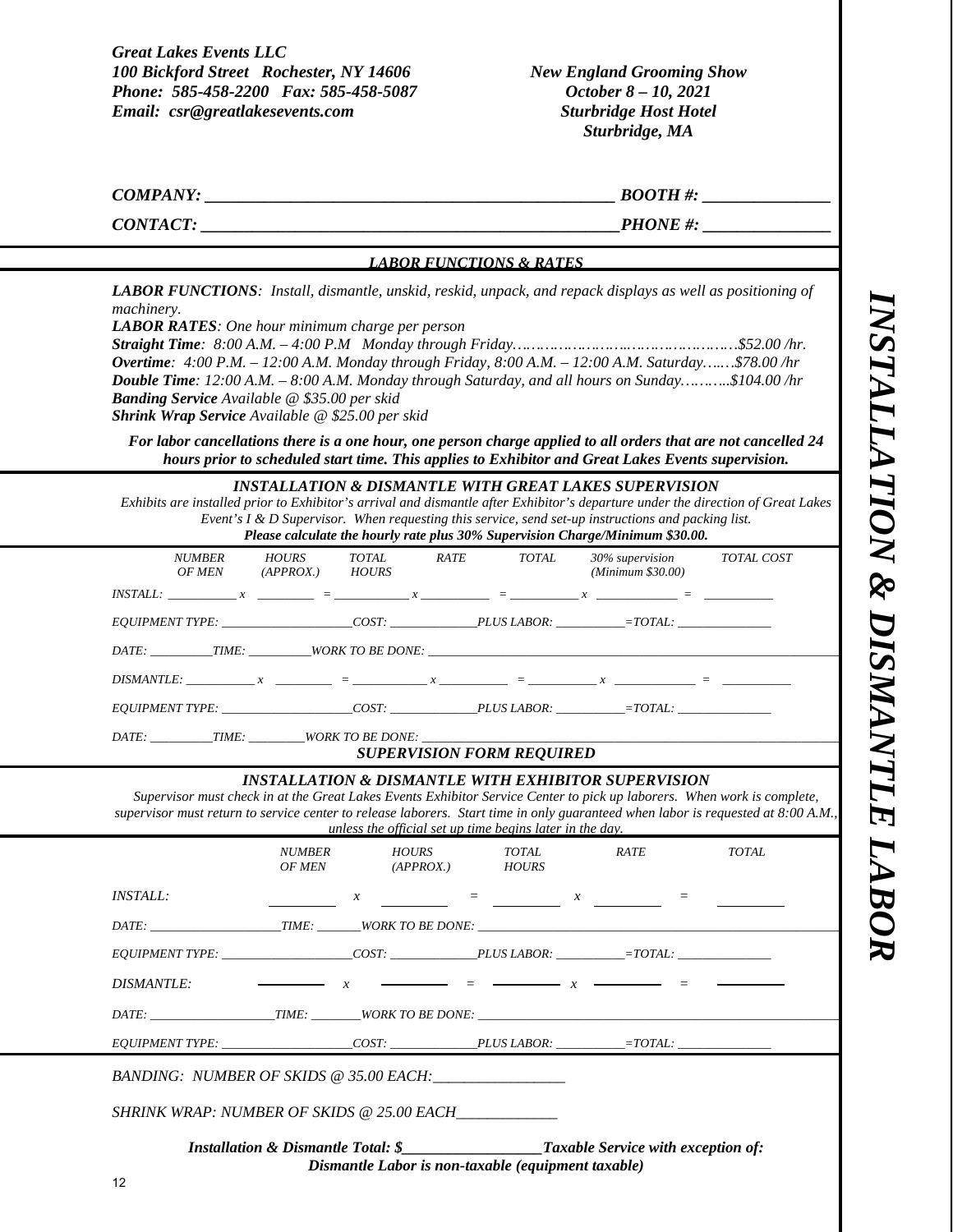***Great Lakes Events LLC***
***100 Bickford Street Rochester, NY 14606***
***Phone: 585-458-2200 Fax: 585-458-5087***
***Email: csr@greatlakesevents.com***

***New England Grooming Show***
***October 8 – 10, 2021***
***Sturbridge Host Hotel***
***Sturbridge, MA***

***COMPANY: _______________________________________________ BOOTH #: _______________***

***CONTACT: ________________________________________________PHONE #: _______________***

## *LABOR FUNCTIONS & RATES*

***LABOR FUNCTIONS**: Install, dismantle, unskid, reskid, unpack, and repack displays as well as positioning of machinery.*

***LABOR RATES**: One hour minimum charge per person*

***Straight Time**: 8:00 A.M. – 4:00 P.M Monday through Friday………………………………………….$52.00 /hr.*

***Overtime**: 4:00 P.M. – 12:00 A.M. Monday through Friday, 8:00 A.M. – 12:00 A.M. Saturday…..…$78.00 /hr*

***Double Time**: 12:00 A.M. – 8:00 A.M. Monday through Saturday, and all hours on Sunday………..$104.00 /hr*

***Banding Service** Available @ $35.00 per skid*

***Shrink Wrap Service** Available @ $25.00 per skid*

***For labor cancellations there is a one hour, one person charge applied to all orders that are not cancelled 24 hours prior to scheduled start time. This applies to Exhibitor and Great Lakes Events supervision.***

## *INSTALLATION & DISMANTLE WITH GREAT LAKES SUPERVISION*

*Exhibits are installed prior to Exhibitor's arrival and dismantle after Exhibitor's departure under the direction of Great Lakes Event's I & D Supervisor. When requesting this service, send set-up instructions and packing list.*

***Please calculate the hourly rate plus 30% Supervision Charge/Minimum $30.00.***

| | NUMBER OF MEN | | HOURS (APPROX.) | | TOTAL HOURS | | RATE | | TOTAL | | 30% supervision (Minimum $30.00) | | TOTAL COST |
|---|---|---|---|---|---|---|---|---|---|---|---|---|---|
| INSTALL: | ___________ | x | _________ | = | ____________ | x | ___________ | = | ___________ | x | _____________ | = | ___________ |

*EQUIPMENT TYPE: _____________________COST: ______________PLUS LABOR: ___________=TOTAL: _______________*

*DATE: __________TIME: __________WORK TO BE DONE: ________________________________________________*

| | NUMBER OF MEN | | HOURS (APPROX.) | | TOTAL HOURS | | RATE | | TOTAL | | 30% supervision (Minimum $30.00) | | TOTAL COST |
|---|---|---|---|---|---|---|---|---|---|---|---|---|---|
| DISMANTLE: | ___________ | x | _________ | = | ____________ | x | ___________ | = | ___________ | x | _____________ | = | ___________ |

*EQUIPMENT TYPE: _____________________COST: ______________PLUS LABOR: ___________=TOTAL: _______________*

*DATE: __________TIME: _________WORK TO BE DONE: ________________________________________________*

***SUPERVISION FORM REQUIRED***

## *INSTALLATION & DISMANTLE WITH EXHIBITOR SUPERVISION*

*Supervisor must check in at the Great Lakes Events Exhibitor Service Center to pick up laborers. When work is complete, supervisor must return to service center to release laborers. Start time in only guaranteed when labor is requested at 8:00 A.M., unless the official set up time begins later in the day.*

| | NUMBER OF MEN | | HOURS (APPROX.) | | TOTAL HOURS | | RATE | | TOTAL |
|---|---|---|---|---|---|---|---|---|---|
| INSTALL: | _________ | x | _________ | = | _________ | x | _________ | = | _________ |

*DATE: _____________________TIME: _______WORK TO BE DONE: ________________________________________*

*EQUIPMENT TYPE: _____________________COST: ______________PLUS LABOR: ___________=TOTAL: _______________*

| | NUMBER OF MEN | | HOURS (APPROX.) | | TOTAL HOURS | | RATE | | TOTAL |
|---|---|---|---|---|---|---|---|---|---|
| DISMANTLE: | _________ | x | _________ | = | _________ | x | _________ | = | _________ |

*DATE: ____________________TIME: ________WORK TO BE DONE: ________________________________________*

*EQUIPMENT TYPE: _____________________COST: ______________PLUS LABOR: ___________=TOTAL: _______________*

*BANDING: NUMBER OF SKIDS @ 35.00 EACH:_________________*

*SHRINK WRAP: NUMBER OF SKIDS @ 25.00 EACH_____________*

***Installation & Dismantle Total: $__________________Taxable Service with exception of:***
***Dismantle Labor is non-taxable (equipment taxable)***

***INSTALLATION & DISMANTLE LABOR***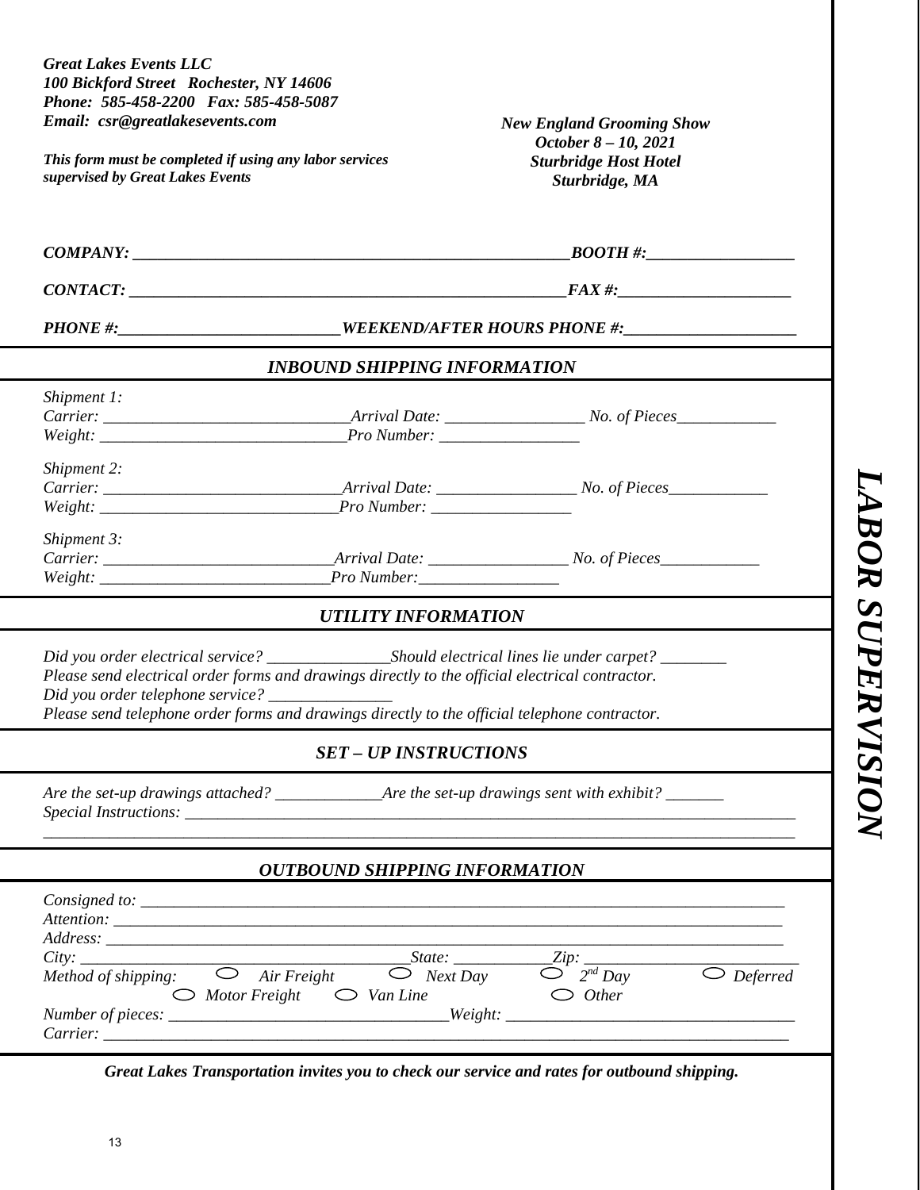*Great Lakes Events LLC*
*100 Bickford Street Rochester, NY 14606*
*Phone: 585-458-2200 Fax: 585-458-5087*
*Email: csr@greatlakesevents.com*

*This form must be completed if using any labor services supervised by Great Lakes Events*

***New England Grooming Show***
***October 8 – 10, 2021***
***Sturbridge Host Hotel***
***Sturbridge, MA***

# LABOR SUPERVISION

*COMPANY:* ______________________________________________________ *BOOTH #:*__________________

*CONTACT:* ______________________________________________________ *FAX #:*_____________________

*PHONE #:*___________________________ *WEEKEND/AFTER HOURS PHONE #:*_____________________

## INBOUND SHIPPING INFORMATION

*Shipment 1:*
*Carrier:* ______________________________ *Arrival Date:* _________________ *No. of Pieces*____________
*Weight:* ______________________________ *Pro Number:* _________________

*Shipment 2:*
*Carrier:* _____________________________ *Arrival Date:* _________________ *No. of Pieces*____________
*Weight:* _____________________________ *Pro Number:* _________________

*Shipment 3:*
*Carrier:* ____________________________ *Arrival Date:* _________________ *No. of Pieces*____________
*Weight:* ____________________________ *Pro Number:*_________________

## UTILITY INFORMATION

*Did you order electrical service?* _______________ *Should electrical lines lie under carpet?* ________
*Please send electrical order forms and drawings directly to the official electrical contractor.*
*Did you order telephone service?* _______________
*Please send telephone order forms and drawings directly to the official telephone contractor.*

## SET – UP INSTRUCTIONS

*Are the set-up drawings attached?* _____________ *Are the set-up drawings sent with exhibit?* _______
*Special Instructions:* ______________________________________________________________________________
__________________________________________________________________________________________

## OUTBOUND SHIPPING INFORMATION

*Consigned to:* _____________________________________________________________________________
*Attention:* ________________________________________________________________________________
*Address:* _________________________________________________________________________________
*City:* ________________________________________ *State:* ____________ *Zip:* __________________________
*Method of shipping:* ○ *Air Freight* ○ *Next Day* ○ *2nd Day* ○ *Deferred*
○ *Motor Freight* ○ *Van Line* ○ *Other*
*Number of pieces:* __________________________________ *Weight:* ___________________________________
*Carrier:* _________________________________________________________________________________

***Great Lakes Transportation invites you to check our service and rates for outbound shipping.***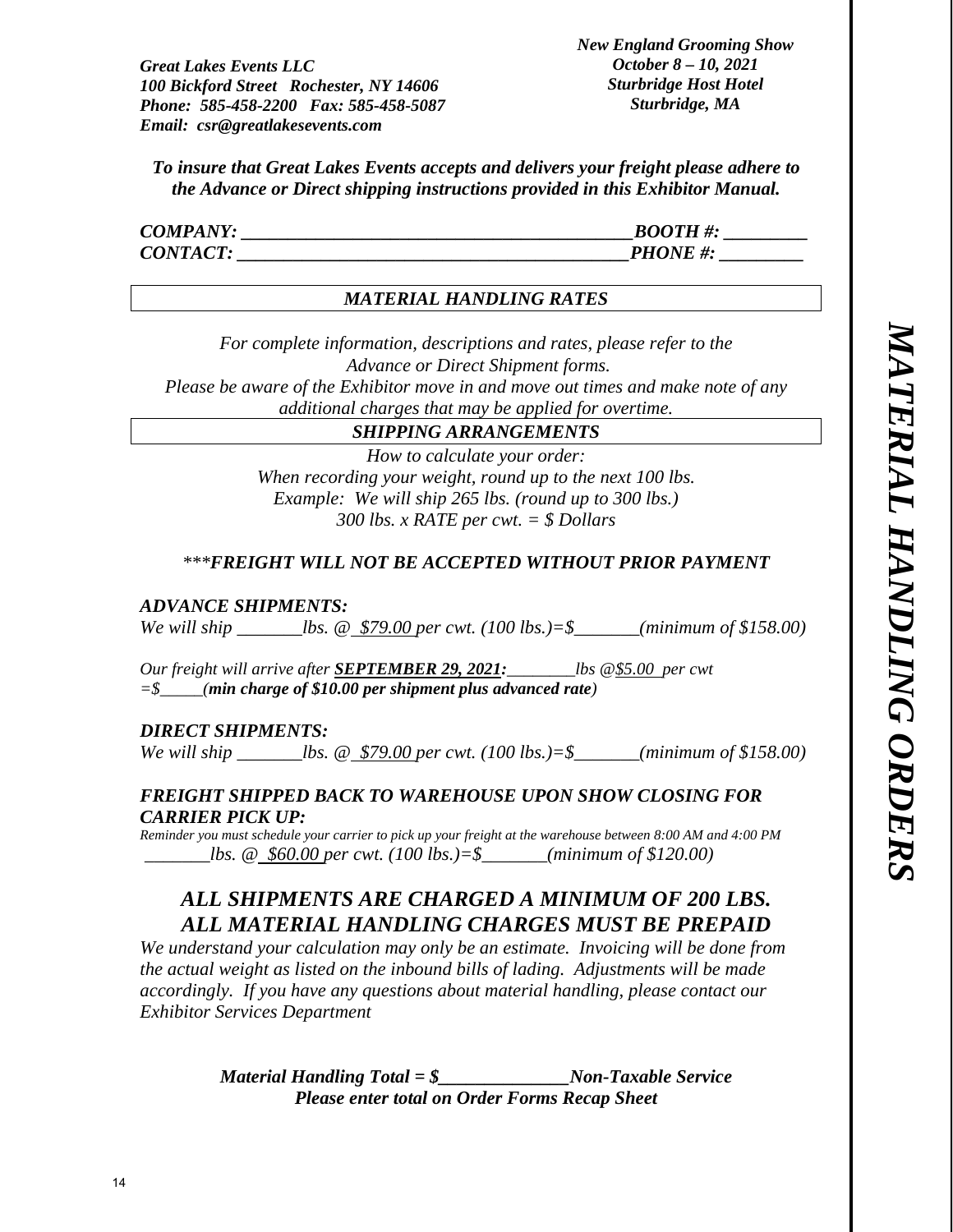*Great Lakes Events LLC*
*100 Bickford Street Rochester, NY 14606*
*Phone: 585-458-2200 Fax: 585-458-5087*
*Email: csr@greatlakesevents.com*

*New England Grooming Show*
*October 8 – 10, 2021*
*Sturbridge Host Hotel*
*Sturbridge, MA*

# MATERIAL HANDLING ORDERS

***To insure that Great Lakes Events accepts and delivers your freight please adhere to the Advance or Direct shipping instructions provided in this Exhibitor Manual.***

***COMPANY: ___________________________________________BOOTH #: _________***
***CONTACT: ___________________________________________PHONE #: _________***

## MATERIAL HANDLING RATES

*For complete information, descriptions and rates, please refer to the Advance or Direct Shipment forms.*
*Please be aware of the Exhibitor move in and move out times and make note of any additional charges that may be applied for overtime.*

## SHIPPING ARRANGEMENTS

*How to calculate your order:*
*When recording your weight, round up to the next 100 lbs.*
*Example: We will ship 265 lbs. (round up to 300 lbs.)*
*300 lbs. x RATE per cwt. = $ Dollars*

****FREIGHT WILL NOT BE ACCEPTED WITHOUT PRIOR PAYMENT***

### ADVANCE SHIPMENTS:

*We will ship _______lbs. @ $79.00 per cwt. (100 lbs.)=$_______(minimum of $158.00)*

*Our freight will arrive after **SEPTEMBER 29, 2021:**________lbs @$5.00 per cwt =$_____(**min charge of $10.00 per shipment plus advanced rate**)*

### DIRECT SHIPMENTS:

*We will ship _______lbs. @ $79.00 per cwt. (100 lbs.)=$_______(minimum of $158.00)*

### FREIGHT SHIPPED BACK TO WAREHOUSE UPON SHOW CLOSING FOR CARRIER PICK UP:

*Reminder you must schedule your carrier to pick up your freight at the warehouse between 8:00 AM and 4:00 PM*
*_______lbs. @ $60.00 per cwt. (100 lbs.)=$_______(minimum of $120.00)*

## *ALL SHIPMENTS ARE CHARGED A MINIMUM OF 200 LBS.*
## *ALL MATERIAL HANDLING CHARGES MUST BE PREPAID*

*We understand your calculation may only be an estimate. Invoicing will be done from the actual weight as listed on the inbound bills of lading. Adjustments will be made accordingly. If you have any questions about material handling, please contact our Exhibitor Services Department*

***Material Handling Total = $______________Non-Taxable Service***
***Please enter total on Order Forms Recap Sheet***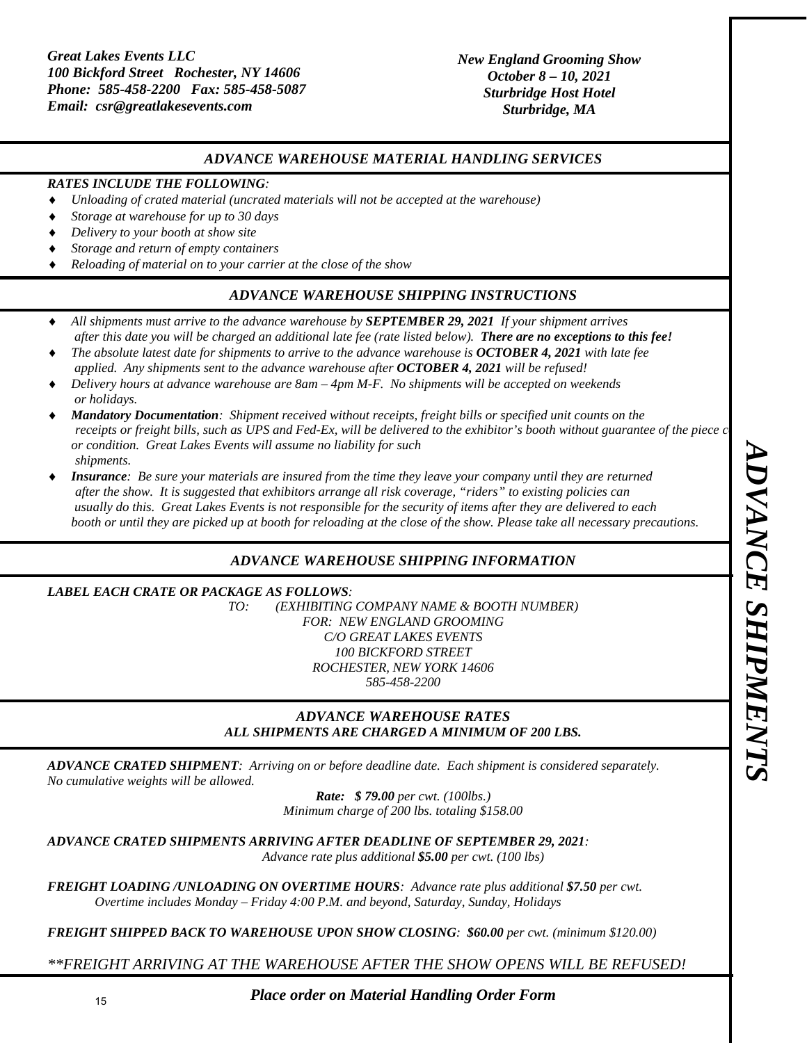*Great Lakes Events LLC*
*100 Bickford Street Rochester, NY 14606*
*Phone: 585-458-2200 Fax: 585-458-5087*
*Email: csr@greatlakesevents.com*

*New England Grooming Show*
*October 8 – 10, 2021*
*Sturbridge Host Hotel*
*Sturbridge, MA*

## ADVANCE WAREHOUSE MATERIAL HANDLING SERVICES

***RATES INCLUDE THE FOLLOWING:***

- *Unloading of crated material (uncrated materials will not be accepted at the warehouse)*
- *Storage at warehouse for up to 30 days*
- *Delivery to your booth at show site*
- *Storage and return of empty containers*
- *Reloading of material on to your carrier at the close of the show*

## ADVANCE WAREHOUSE SHIPPING INSTRUCTIONS

- *All shipments must arrive to the advance warehouse by **SEPTEMBER 29, 2021** If your shipment arrives after this date you will be charged an additional late fee (rate listed below). **There are no exceptions to this fee!***
- *The absolute latest date for shipments to arrive to the advance warehouse is **OCTOBER 4, 2021** with late fee applied. Any shipments sent to the advance warehouse after **OCTOBER 4, 2021** will be refused!*
- *Delivery hours at advance warehouse are 8am – 4pm M-F. No shipments will be accepted on weekends or holidays.*
- ***Mandatory Documentation**: Shipment received without receipts, freight bills or specified unit counts on the receipts or freight bills, such as UPS and Fed-Ex, will be delivered to the exhibitor's booth without guarantee of the piece c or condition. Great Lakes Events will assume no liability for such shipments.*
- ***Insurance**: Be sure your materials are insured from the time they leave your company until they are returned after the show. It is suggested that exhibitors arrange all risk coverage, "riders" to existing policies can usually do this. Great Lakes Events is not responsible for the security of items after they are delivered to each booth or until they are picked up at booth for reloading at the close of the show. Please take all necessary precautions.*

## ADVANCE WAREHOUSE SHIPPING INFORMATION

***LABEL EACH CRATE OR PACKAGE AS FOLLOWS:***

*TO: (EXHIBITING COMPANY NAME & BOOTH NUMBER)*
*FOR: NEW ENGLAND GROOMING*
*C/O GREAT LAKES EVENTS*
*100 BICKFORD STREET*
*ROCHESTER, NEW YORK 14606*
*585-458-2200*

## ADVANCE WAREHOUSE RATES
## ALL SHIPMENTS ARE CHARGED A MINIMUM OF 200 LBS.

***ADVANCE CRATED SHIPMENT**: Arriving on or before deadline date. Each shipment is considered separately. No cumulative weights will be allowed.*

***Rate: $ 79.00** per cwt. (100lbs.)*
*Minimum charge of 200 lbs. totaling $158.00*

***ADVANCE CRATED SHIPMENTS ARRIVING AFTER DEADLINE OF SEPTEMBER 29, 2021**:*
*Advance rate plus additional **$5.00** per cwt. (100 lbs)*

***FREIGHT LOADING /UNLOADING ON OVERTIME HOURS**: Advance rate plus additional **$7.50** per cwt.*
*Overtime includes Monday – Friday 4:00 P.M. and beyond, Saturday, Sunday, Holidays*

***FREIGHT SHIPPED BACK TO WAREHOUSE UPON SHOW CLOSING**: **$60.00** per cwt. (minimum $120.00)*

*\*\*FREIGHT ARRIVING AT THE WAREHOUSE AFTER THE SHOW OPENS WILL BE REFUSED!*

***Place order on Material Handling Order Form***

***ADVANCE SHIPMENTS***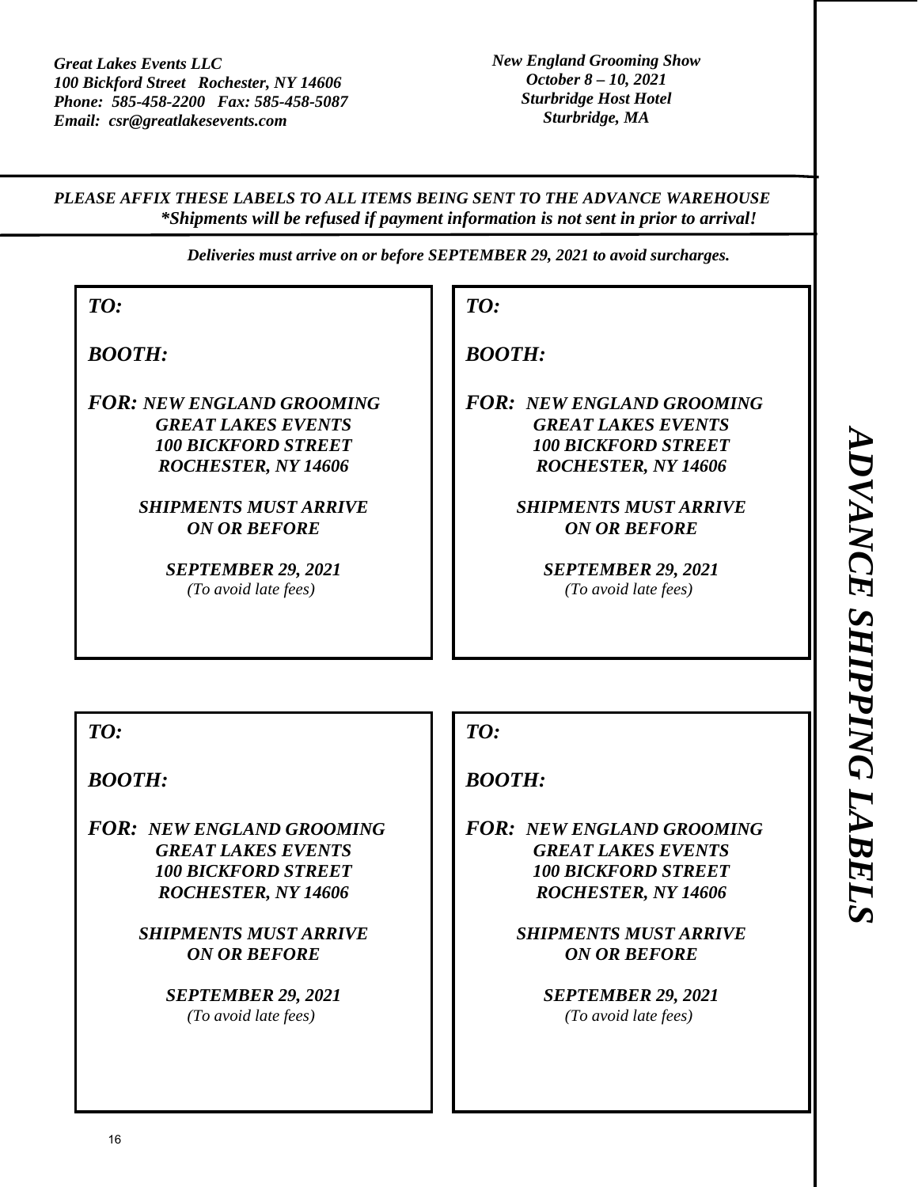*Great Lakes Events LLC*
*100 Bickford Street   Rochester, NY 14606*
*Phone:  585-458-2200   Fax: 585-458-5087*
*Email:  csr@greatlakesevents.com*

*New England Grooming Show*
*October 8 – 10, 2021*
*Sturbridge Host Hotel*
*Sturbridge, MA*

# *ADVANCE SHIPPING LABELS*

***PLEASE AFFIX THESE LABELS TO ALL ITEMS BEING SENT TO THE ADVANCE WAREHOUSE***
***\*Shipments will be refused if payment information is not sent in prior to arrival!***

***Deliveries must arrive on or before SEPTEMBER 29, 2021 to avoid surcharges.***

---

***TO:***

***BOOTH:***

***FOR:*** ***NEW ENGLAND GROOMING***
***GREAT LAKES EVENTS***
***100 BICKFORD STREET***
***ROCHESTER, NY 14606***

***SHIPMENTS MUST ARRIVE***
***ON OR BEFORE***

***SEPTEMBER 29, 2021***
*(To avoid late fees)*

---

***TO:***

***BOOTH:***

***FOR:*** ***NEW ENGLAND GROOMING***
***GREAT LAKES EVENTS***
***100 BICKFORD STREET***
***ROCHESTER, NY 14606***

***SHIPMENTS MUST ARRIVE***
***ON OR BEFORE***

***SEPTEMBER 29, 2021***
*(To avoid late fees)*

---

***TO:***

***BOOTH:***

***FOR:*** ***NEW ENGLAND GROOMING***
***GREAT LAKES EVENTS***
***100 BICKFORD STREET***
***ROCHESTER, NY 14606***

***SHIPMENTS MUST ARRIVE***
***ON OR BEFORE***

***SEPTEMBER 29, 2021***
*(To avoid late fees)*

---

***TO:***

***BOOTH:***

***FOR:*** ***NEW ENGLAND GROOMING***
***GREAT LAKES EVENTS***
***100 BICKFORD STREET***
***ROCHESTER, NY 14606***

***SHIPMENTS MUST ARRIVE***
***ON OR BEFORE***

***SEPTEMBER 29, 2021***
*(To avoid late fees)*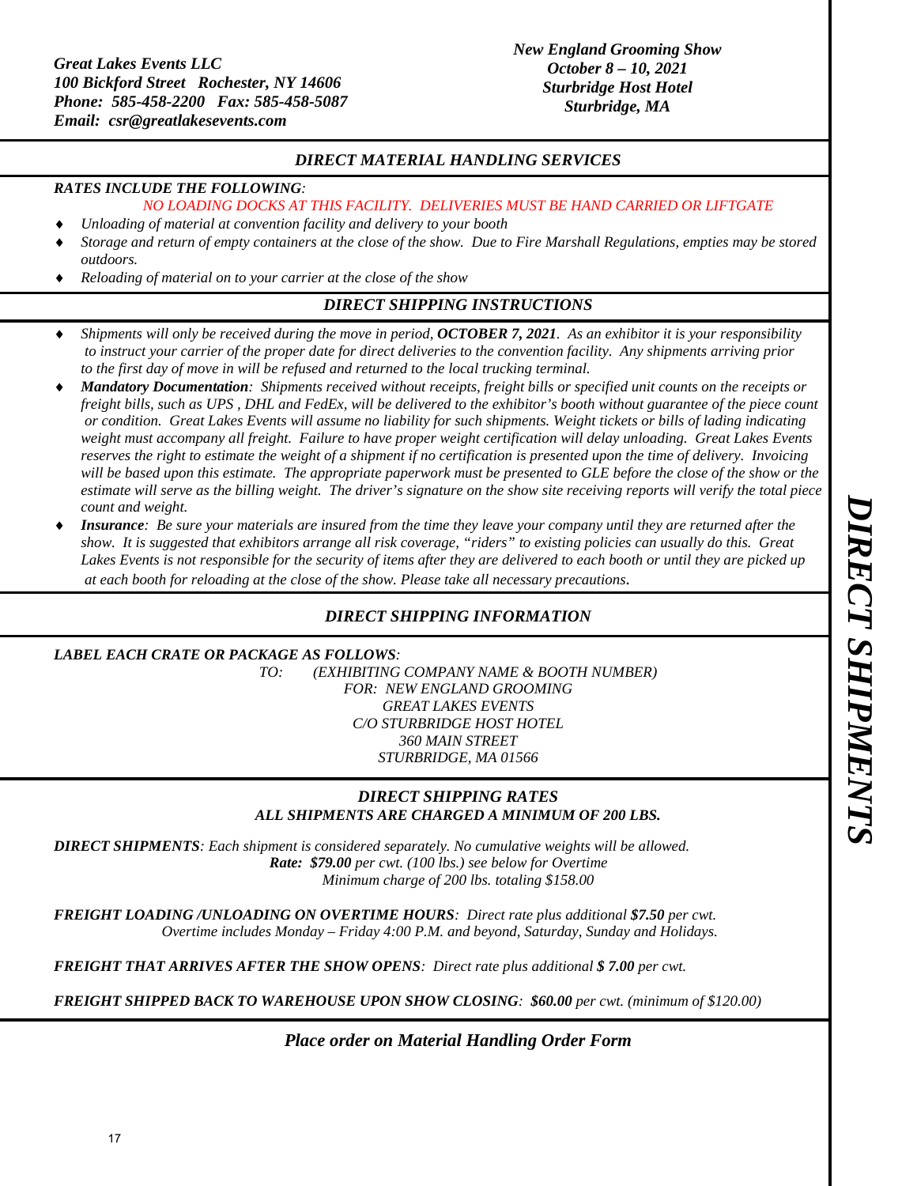*Great Lakes Events LLC*
*100 Bickford Street Rochester, NY 14606*
*Phone: 585-458-2200 Fax: 585-458-5087*
*Email: csr@greatlakesevents.com*

*New England Grooming Show*
*October 8 – 10, 2021*
*Sturbridge Host Hotel*
*Sturbridge, MA*

## *DIRECT MATERIAL HANDLING SERVICES*

***RATES INCLUDE THE FOLLOWING:***

*NO LOADING DOCKS AT THIS FACILITY. DELIVERIES MUST BE HAND CARRIED OR LIFTGATE*

- *Unloading of material at convention facility and delivery to your booth*
- *Storage and return of empty containers at the close of the show. Due to Fire Marshall Regulations, empties may be stored outdoors.*
- *Reloading of material on to your carrier at the close of the show*

## *DIRECT SHIPPING INSTRUCTIONS*

- *Shipments will only be received during the move in period, **OCTOBER 7, 2021**. As an exhibitor it is your responsibility to instruct your carrier of the proper date for direct deliveries to the convention facility. Any shipments arriving prior to the first day of move in will be refused and returned to the local trucking terminal.*
- ***Mandatory Documentation**: Shipments received without receipts, freight bills or specified unit counts on the receipts or freight bills, such as UPS , DHL and FedEx, will be delivered to the exhibitor's booth without guarantee of the piece count or condition. Great Lakes Events will assume no liability for such shipments. Weight tickets or bills of lading indicating weight must accompany all freight. Failure to have proper weight certification will delay unloading. Great Lakes Events reserves the right to estimate the weight of a shipment if no certification is presented upon the time of delivery. Invoicing will be based upon this estimate. The appropriate paperwork must be presented to GLE before the close of the show or the estimate will serve as the billing weight. The driver's signature on the show site receiving reports will verify the total piece count and weight.*
- ***Insurance**: Be sure your materials are insured from the time they leave your company until they are returned after the show. It is suggested that exhibitors arrange all risk coverage, "riders" to existing policies can usually do this. Great Lakes Events is not responsible for the security of items after they are delivered to each booth or until they are picked up at each booth for reloading at the close of the show. Please take all necessary precautions.*

## *DIRECT SHIPPING INFORMATION*

***LABEL EACH CRATE OR PACKAGE AS FOLLOWS:***

*TO: (EXHIBITING COMPANY NAME & BOOTH NUMBER)*
*FOR: NEW ENGLAND GROOMING*
*GREAT LAKES EVENTS*
*C/O STURBRIDGE HOST HOTEL*
*360 MAIN STREET*
*STURBRIDGE, MA 01566*

## *DIRECT SHIPPING RATES*

***ALL SHIPMENTS ARE CHARGED A MINIMUM OF 200 LBS.***

***DIRECT SHIPMENTS**: Each shipment is considered separately. No cumulative weights will be allowed.*
***Rate: $79.00** per cwt. (100 lbs.) see below for Overtime*
*Minimum charge of 200 lbs. totaling $158.00*

***FREIGHT LOADING /UNLOADING ON OVERTIME HOURS**: Direct rate plus additional **$7.50** per cwt.*
*Overtime includes Monday – Friday 4:00 P.M. and beyond, Saturday, Sunday and Holidays.*

***FREIGHT THAT ARRIVES AFTER THE SHOW OPENS**: Direct rate plus additional **$ 7.00** per cwt.*

***FREIGHT SHIPPED BACK TO WAREHOUSE UPON SHOW CLOSING**: **$60.00** per cwt. (minimum of $120.00)*

***Place order on Material Handling Order Form***

***DIRECT SHIPMENTS***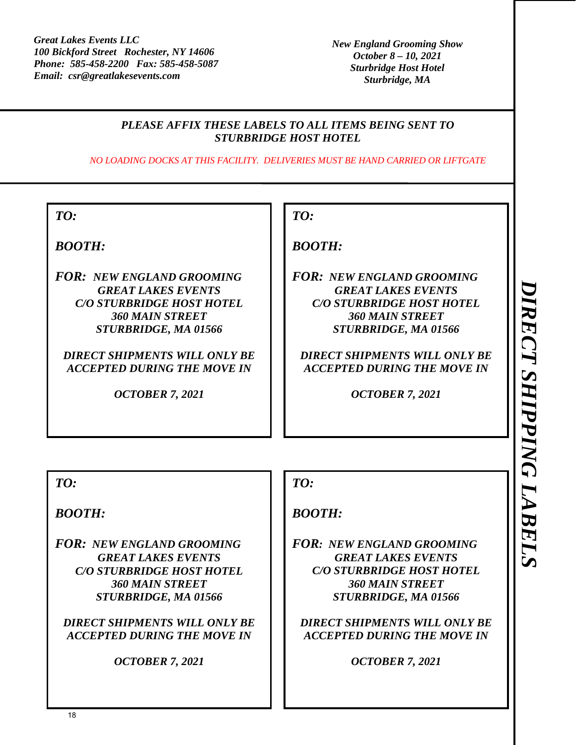*Great Lakes Events LLC*
*100 Bickford Street   Rochester, NY 14606*
*Phone:  585-458-2200   Fax: 585-458-5087*
*Email:  csr@greatlakesevents.com*

*New England Grooming Show*
*October 8 – 10, 2021*
*Sturbridge Host Hotel*
*Sturbridge, MA*

# *DIRECT SHIPPING LABELS*

***PLEASE AFFIX THESE LABELS TO ALL ITEMS BEING SENT TO STURBRIDGE HOST HOTEL***

*NO LOADING DOCKS AT THIS FACILITY.  DELIVERIES MUST BE HAND CARRIED OR LIFTGATE*

---

***TO:***

***BOOTH:***

***FOR:  NEW ENGLAND GROOMING***
***GREAT LAKES EVENTS***
***C/O STURBRIDGE HOST HOTEL***
***360 MAIN STREET***
***STURBRIDGE, MA 01566***

***DIRECT SHIPMENTS WILL ONLY BE ACCEPTED DURING THE MOVE IN***

***OCTOBER 7, 2021***

---

***TO:***

***BOOTH:***

***FOR:  NEW ENGLAND GROOMING***
***GREAT LAKES EVENTS***
***C/O STURBRIDGE HOST HOTEL***
***360 MAIN STREET***
***STURBRIDGE, MA 01566***

***DIRECT SHIPMENTS WILL ONLY BE ACCEPTED DURING THE MOVE IN***

***OCTOBER 7, 2021***

---

***TO:***

***BOOTH:***

***FOR:  NEW ENGLAND GROOMING***
***GREAT LAKES EVENTS***
***C/O STURBRIDGE HOST HOTEL***
***360 MAIN STREET***
***STURBRIDGE, MA 01566***

***DIRECT SHIPMENTS WILL ONLY BE ACCEPTED DURING THE MOVE IN***

***OCTOBER 7, 2021***

---

***TO:***

***BOOTH:***

***FOR:  NEW ENGLAND GROOMING***
***GREAT LAKES EVENTS***
***C/O STURBRIDGE HOST HOTEL***
***360 MAIN STREET***
***STURBRIDGE, MA 01566***

***DIRECT SHIPMENTS WILL ONLY BE ACCEPTED DURING THE MOVE IN***

***OCTOBER 7, 2021***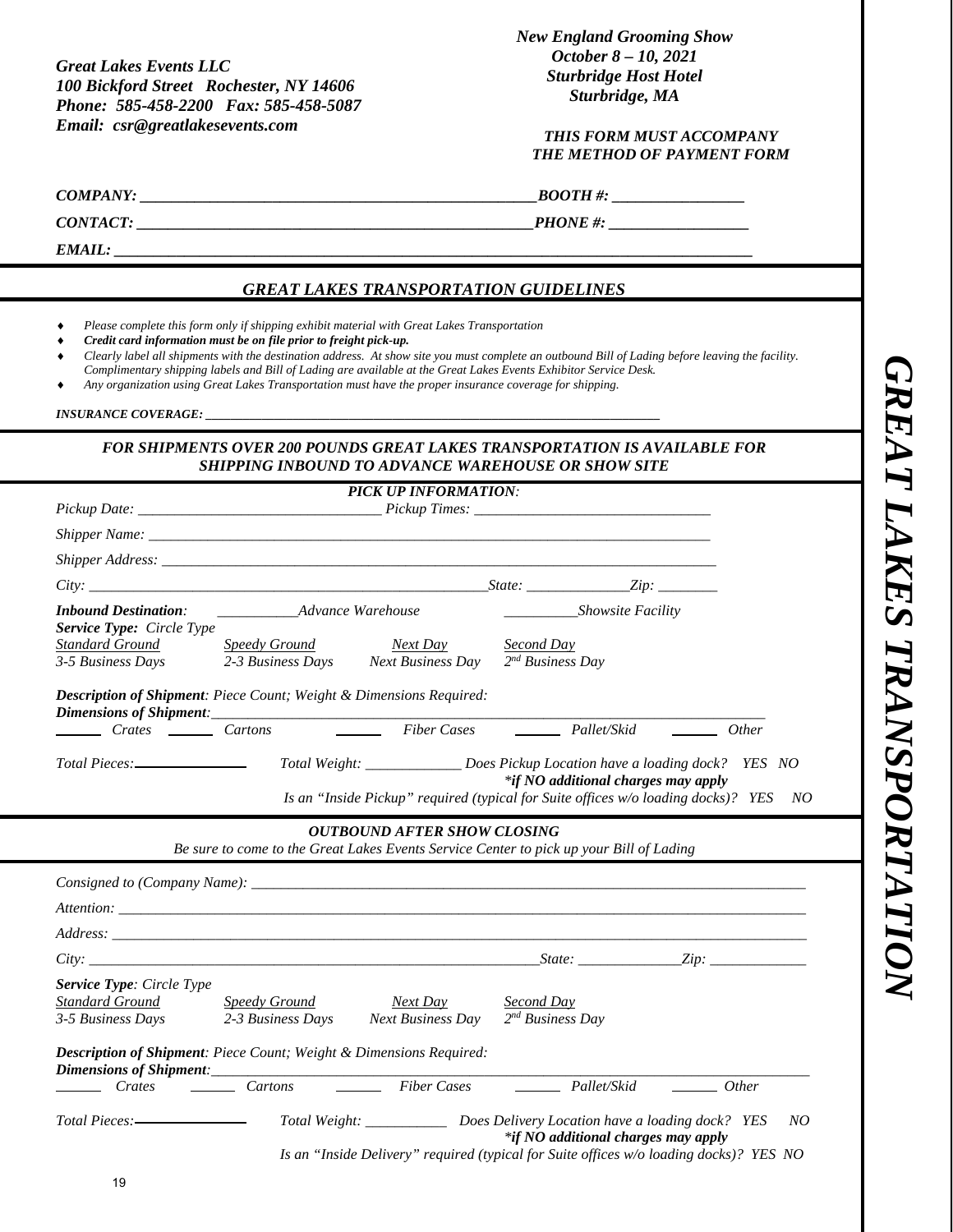*Great Lakes Events LLC*
*100 Bickford Street Rochester, NY 14606*
*Phone: 585-458-2200 Fax: 585-458-5087*
*Email: csr@greatlakesevents.com*

*New England Grooming Show*
*October 8 – 10, 2021*
*Sturbridge Host Hotel*
*Sturbridge, MA*

*THIS FORM MUST ACCOMPANY THE METHOD OF PAYMENT FORM*

*COMPANY: ______________________________________________ BOOTH #: ________________*

*CONTACT: ______________________________________________ PHONE #: _________________*

*EMAIL: ____________________________________________________________________________*

## *GREAT LAKES TRANSPORTATION GUIDELINES*

- *Please complete this form only if shipping exhibit material with Great Lakes Transportation*
- ***Credit card information must be on file prior to freight pick-up.***
- *Clearly label all shipments with the destination address. At show site you must complete an outbound Bill of Lading before leaving the facility. Complimentary shipping labels and Bill of Lading are available at the Great Lakes Events Exhibitor Service Desk.*
- *Any organization using Great Lakes Transportation must have the proper insurance coverage for shipping.*

*INSURANCE COVERAGE: ____________________________________________________________*

### *FOR SHIPMENTS OVER 200 POUNDS GREAT LAKES TRANSPORTATION IS AVAILABLE FOR SHIPPING INBOUND TO ADVANCE WAREHOUSE OR SHOW SITE*

### *PICK UP INFORMATION:*

*Pickup Date: ______________________________ Pickup Times: ______________________________*

*Shipper Name: __________________________________________________________________________*

*Shipper Address: _______________________________________________________________________*

*City: ____________________________________________ State: ____________ Zip: ________*

***Inbound Destination:*** *__________ Advance Warehouse __________ Showsite Facility*

***Service Type:*** *Circle Type*

| *Standard Ground* | *Speedy Ground* | *Next Day* | *Second Day* |
|---|---|---|---|
| *3-5 Business Days* | *2-3 Business Days* | *Next Business Day* | *2nd Business Day* |

***Description of Shipment:*** *Piece Count; Weight & Dimensions Required:*

***Dimensions of Shipment:*** *______________________________________________________________*

*______ Crates ______ Cartons ______ Fiber Cases ______ Pallet/Skid ______ Other*

*Total Pieces: ______________ Total Weight: ____________ Does Pickup Location have a loading dock? YES NO*
***\*if NO additional charges may apply***
*Is an "Inside Pickup" required (typical for Suite offices w/o loading docks)? YES NO*

### *OUTBOUND AFTER SHOW CLOSING*

*Be sure to come to the Great Lakes Events Service Center to pick up your Bill of Lading*

*Consigned to (Company Name): ___________________________________________________________*

*Attention: _____________________________________________________________________________*

*Address: ______________________________________________________________________________*

*City: ______________________________________________ State: ____________ Zip: ____________*

***Service Type:*** *Circle Type*

| *Standard Ground* | *Speedy Ground* | *Next Day* | *Second Day* |
|---|---|---|---|
| *3-5 Business Days* | *2-3 Business Days* | *Next Business Day* | *2nd Business Day* |

***Description of Shipment:*** *Piece Count; Weight & Dimensions Required:*

***Dimensions of Shipment:*** *______________________________________________________________*

*______ Crates ______ Cartons ______ Fiber Cases ______ Pallet/Skid ______ Other*

*Total Pieces: ______________ Total Weight: __________ Does Delivery Location have a loading dock? YES NO*
***\*if NO additional charges may apply***
*Is an "Inside Delivery" required (typical for Suite offices w/o loading docks)? YES NO*

***GREAT LAKES TRANSPORTATION***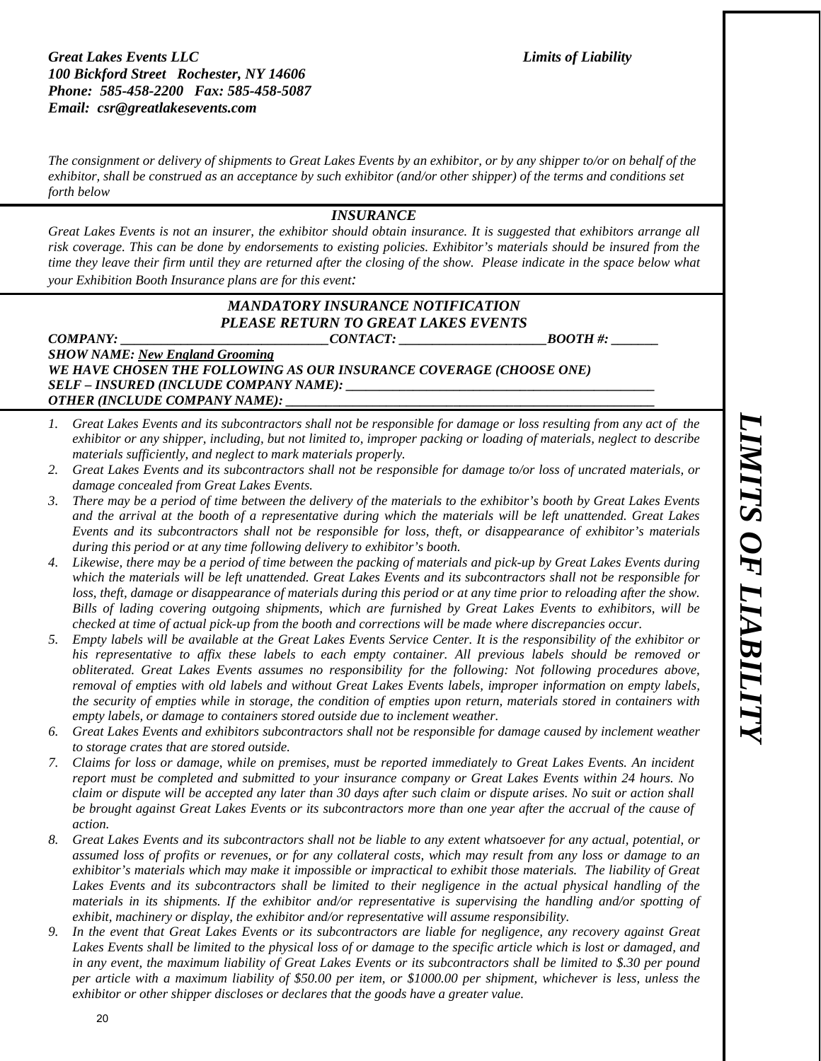*Great Lakes Events LLC*
*100 Bickford Street Rochester, NY 14606*
*Phone: 585-458-2200 Fax: 585-458-5087*
*Email: csr@greatlakesevents.com*

*Limits of Liability*

# LIMITS OF LIABILITY

*The consignment or delivery of shipments to Great Lakes Events by an exhibitor, or by any shipper to/or on behalf of the exhibitor, shall be construed as an acceptance by such exhibitor (and/or other shipper) of the terms and conditions set forth below*

## *INSURANCE*

*Great Lakes Events is not an insurer, the exhibitor should obtain insurance. It is suggested that exhibitors arrange all risk coverage. This can be done by endorsements to existing policies. Exhibitor's materials should be insured from the time they leave their firm until they are returned after the closing of the show. Please indicate in the space below what your Exhibition Booth Insurance plans are for this event:*

### *MANDATORY INSURANCE NOTIFICATION*
### *PLEASE RETURN TO GREAT LAKES EVENTS*

***COMPANY: _______________________________ CONTACT: ______________________ BOOTH #: _______***

***SHOW NAME: New England Grooming***

***WE HAVE CHOSEN THE FOLLOWING AS OUR INSURANCE COVERAGE (CHOOSE ONE)***

***SELF – INSURED (INCLUDE COMPANY NAME): ________________________________________________***

***OTHER (INCLUDE COMPANY NAME): __________________________________________________________***

1. *Great Lakes Events and its subcontractors shall not be responsible for damage or loss resulting from any act of the exhibitor or any shipper, including, but not limited to, improper packing or loading of materials, neglect to describe materials sufficiently, and neglect to mark materials properly.*
2. *Great Lakes Events and its subcontractors shall not be responsible for damage to/or loss of uncrated materials, or damage concealed from Great Lakes Events.*
3. *There may be a period of time between the delivery of the materials to the exhibitor's booth by Great Lakes Events and the arrival at the booth of a representative during which the materials will be left unattended. Great Lakes Events and its subcontractors shall not be responsible for loss, theft, or disappearance of exhibitor's materials during this period or at any time following delivery to exhibitor's booth.*
4. *Likewise, there may be a period of time between the packing of materials and pick-up by Great Lakes Events during which the materials will be left unattended. Great Lakes Events and its subcontractors shall not be responsible for loss, theft, damage or disappearance of materials during this period or at any time prior to reloading after the show. Bills of lading covering outgoing shipments, which are furnished by Great Lakes Events to exhibitors, will be checked at time of actual pick-up from the booth and corrections will be made where discrepancies occur.*
5. *Empty labels will be available at the Great Lakes Events Service Center. It is the responsibility of the exhibitor or his representative to affix these labels to each empty container. All previous labels should be removed or obliterated. Great Lakes Events assumes no responsibility for the following: Not following procedures above, removal of empties with old labels and without Great Lakes Events labels, improper information on empty labels, the security of empties while in storage, the condition of empties upon return, materials stored in containers with empty labels, or damage to containers stored outside due to inclement weather.*
6. *Great Lakes Events and exhibitors subcontractors shall not be responsible for damage caused by inclement weather to storage crates that are stored outside.*
7. *Claims for loss or damage, while on premises, must be reported immediately to Great Lakes Events. An incident report must be completed and submitted to your insurance company or Great Lakes Events within 24 hours. No claim or dispute will be accepted any later than 30 days after such claim or dispute arises. No suit or action shall be brought against Great Lakes Events or its subcontractors more than one year after the accrual of the cause of action.*
8. *Great Lakes Events and its subcontractors shall not be liable to any extent whatsoever for any actual, potential, or assumed loss of profits or revenues, or for any collateral costs, which may result from any loss or damage to an exhibitor's materials which may make it impossible or impractical to exhibit those materials. The liability of Great Lakes Events and its subcontractors shall be limited to their negligence in the actual physical handling of the materials in its shipments. If the exhibitor and/or representative is supervising the handling and/or spotting of exhibit, machinery or display, the exhibitor and/or representative will assume responsibility.*
9. *In the event that Great Lakes Events or its subcontractors are liable for negligence, any recovery against Great Lakes Events shall be limited to the physical loss of or damage to the specific article which is lost or damaged, and in any event, the maximum liability of Great Lakes Events or its subcontractors shall be limited to $.30 per pound per article with a maximum liability of $50.00 per item, or $1000.00 per shipment, whichever is less, unless the exhibitor or other shipper discloses or declares that the goods have a greater value.*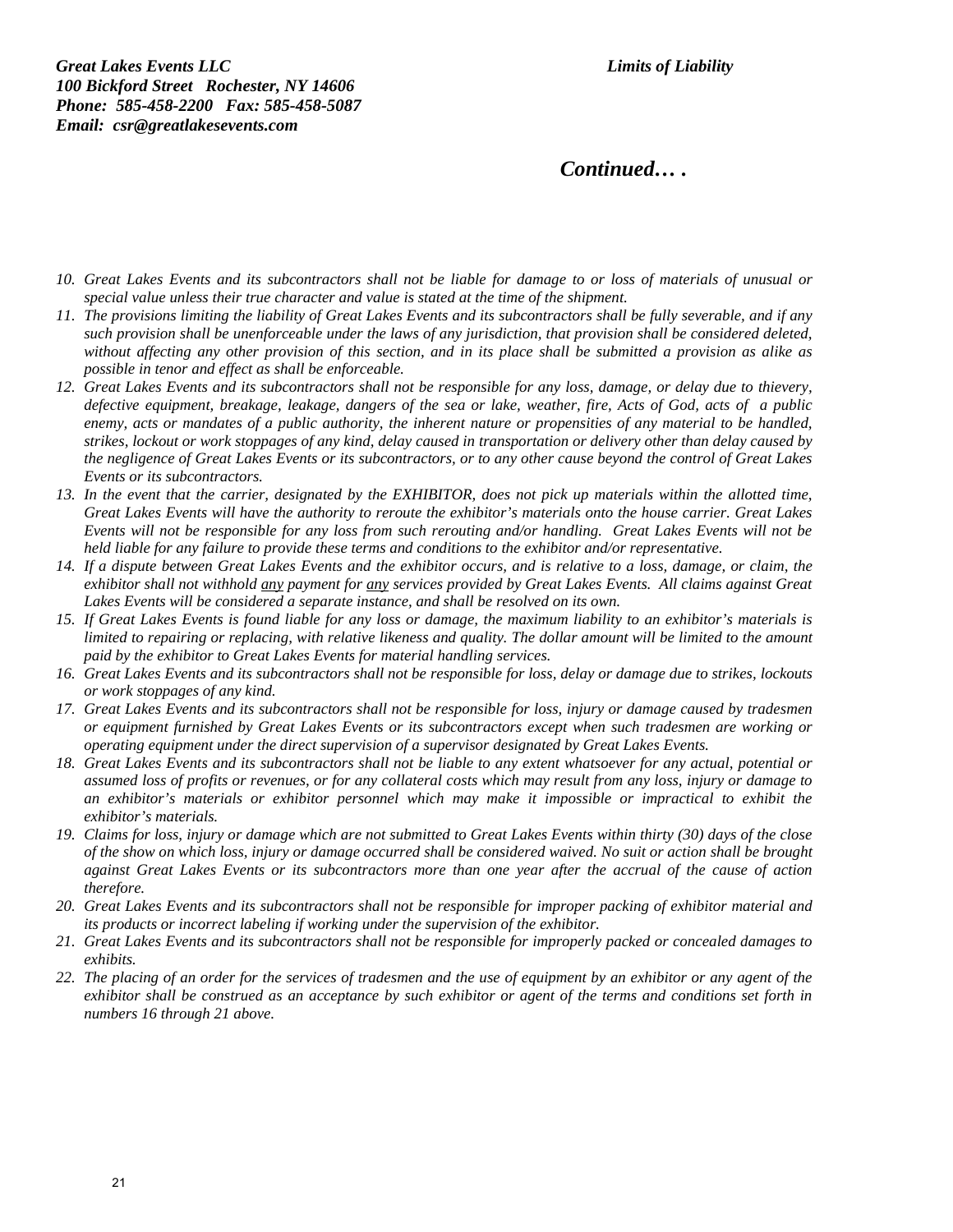*Great Lakes Events LLC*
*100 Bickford Street Rochester, NY 14606*
*Phone: 585-458-2200 Fax: 585-458-5087*
*Email: csr@greatlakesevents.com*

***Limits of Liability***

***Continued… .***

10. *Great Lakes Events and its subcontractors shall not be liable for damage to or loss of materials of unusual or special value unless their true character and value is stated at the time of the shipment.*
11. *The provisions limiting the liability of Great Lakes Events and its subcontractors shall be fully severable, and if any such provision shall be unenforceable under the laws of any jurisdiction, that provision shall be considered deleted, without affecting any other provision of this section, and in its place shall be submitted a provision as alike as possible in tenor and effect as shall be enforceable.*
12. *Great Lakes Events and its subcontractors shall not be responsible for any loss, damage, or delay due to thievery, defective equipment, breakage, leakage, dangers of the sea or lake, weather, fire, Acts of God, acts of a public enemy, acts or mandates of a public authority, the inherent nature or propensities of any material to be handled, strikes, lockout or work stoppages of any kind, delay caused in transportation or delivery other than delay caused by the negligence of Great Lakes Events or its subcontractors, or to any other cause beyond the control of Great Lakes Events or its subcontractors.*
13. *In the event that the carrier, designated by the EXHIBITOR, does not pick up materials within the allotted time, Great Lakes Events will have the authority to reroute the exhibitor's materials onto the house carrier. Great Lakes Events will not be responsible for any loss from such rerouting and/or handling. Great Lakes Events will not be held liable for any failure to provide these terms and conditions to the exhibitor and/or representative.*
14. *If a dispute between Great Lakes Events and the exhibitor occurs, and is relative to a loss, damage, or claim, the exhibitor shall not withhold <u>any</u> payment for <u>any</u> services provided by Great Lakes Events. All claims against Great Lakes Events will be considered a separate instance, and shall be resolved on its own.*
15. *If Great Lakes Events is found liable for any loss or damage, the maximum liability to an exhibitor's materials is limited to repairing or replacing, with relative likeness and quality. The dollar amount will be limited to the amount paid by the exhibitor to Great Lakes Events for material handling services.*
16. *Great Lakes Events and its subcontractors shall not be responsible for loss, delay or damage due to strikes, lockouts or work stoppages of any kind.*
17. *Great Lakes Events and its subcontractors shall not be responsible for loss, injury or damage caused by tradesmen or equipment furnished by Great Lakes Events or its subcontractors except when such tradesmen are working or operating equipment under the direct supervision of a supervisor designated by Great Lakes Events.*
18. *Great Lakes Events and its subcontractors shall not be liable to any extent whatsoever for any actual, potential or assumed loss of profits or revenues, or for any collateral costs which may result from any loss, injury or damage to an exhibitor's materials or exhibitor personnel which may make it impossible or impractical to exhibit the exhibitor's materials.*
19. *Claims for loss, injury or damage which are not submitted to Great Lakes Events within thirty (30) days of the close of the show on which loss, injury or damage occurred shall be considered waived. No suit or action shall be brought against Great Lakes Events or its subcontractors more than one year after the accrual of the cause of action therefore.*
20. *Great Lakes Events and its subcontractors shall not be responsible for improper packing of exhibitor material and its products or incorrect labeling if working under the supervision of the exhibitor.*
21. *Great Lakes Events and its subcontractors shall not be responsible for improperly packed or concealed damages to exhibits.*
22. *The placing of an order for the services of tradesmen and the use of equipment by an exhibitor or any agent of the exhibitor shall be construed as an acceptance by such exhibitor or agent of the terms and conditions set forth in numbers 16 through 21 above.*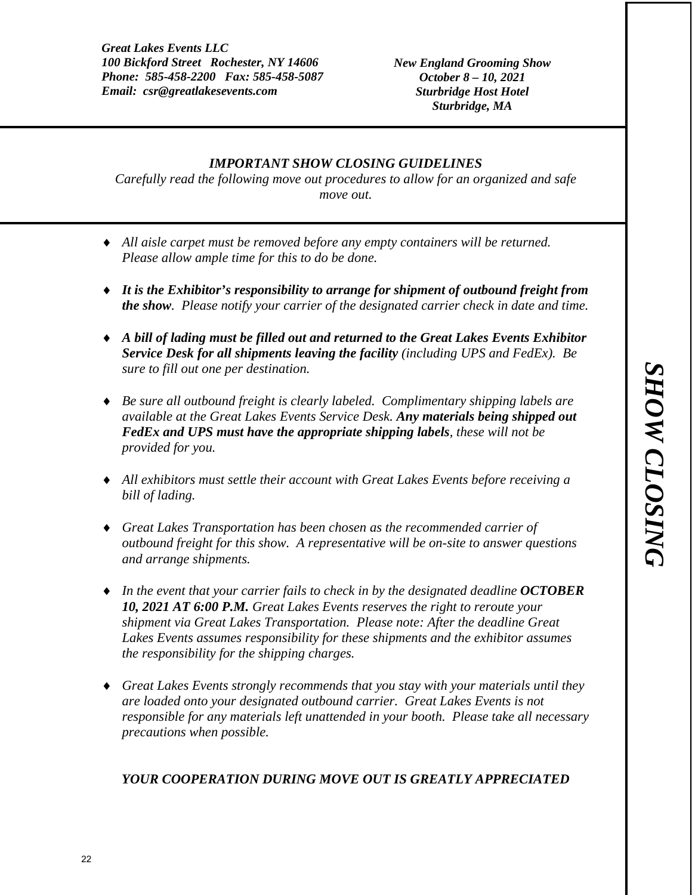*Great Lakes Events LLC*
*100 Bickford Street Rochester, NY 14606*
*Phone: 585-458-2200 Fax: 585-458-5087*
*Email: csr@greatlakesevents.com*

*New England Grooming Show*
*October 8 – 10, 2021*
*Sturbridge Host Hotel*
*Sturbridge, MA*

## *IMPORTANT SHOW CLOSING GUIDELINES*

*Carefully read the following move out procedures to allow for an organized and safe move out.*

- *All aisle carpet must be removed before any empty containers will be returned. Please allow ample time for this to do be done.*
- ***It is the Exhibitor's responsibility to arrange for shipment of outbound freight from the show**. Please notify your carrier of the designated carrier check in date and time.*
- ***A bill of lading must be filled out and returned to the Great Lakes Events Exhibitor Service Desk for all shipments leaving the facility** (including UPS and FedEx). Be sure to fill out one per destination.*
- *Be sure all outbound freight is clearly labeled. Complimentary shipping labels are available at the Great Lakes Events Service Desk. **Any materials being shipped out FedEx and UPS must have the appropriate shipping labels**, these will not be provided for you.*
- *All exhibitors must settle their account with Great Lakes Events before receiving a bill of lading.*
- *Great Lakes Transportation has been chosen as the recommended carrier of outbound freight for this show. A representative will be on-site to answer questions and arrange shipments.*
- *In the event that your carrier fails to check in by the designated deadline **OCTOBER 10, 2021 AT 6:00 P.M.** Great Lakes Events reserves the right to reroute your shipment via Great Lakes Transportation. Please note: After the deadline Great Lakes Events assumes responsibility for these shipments and the exhibitor assumes the responsibility for the shipping charges.*
- *Great Lakes Events strongly recommends that you stay with your materials until they are loaded onto your designated outbound carrier. Great Lakes Events is not responsible for any materials left unattended in your booth. Please take all necessary precautions when possible.*

*YOUR COOPERATION DURING MOVE OUT IS GREATLY APPRECIATED*

***SHOW CLOSING***